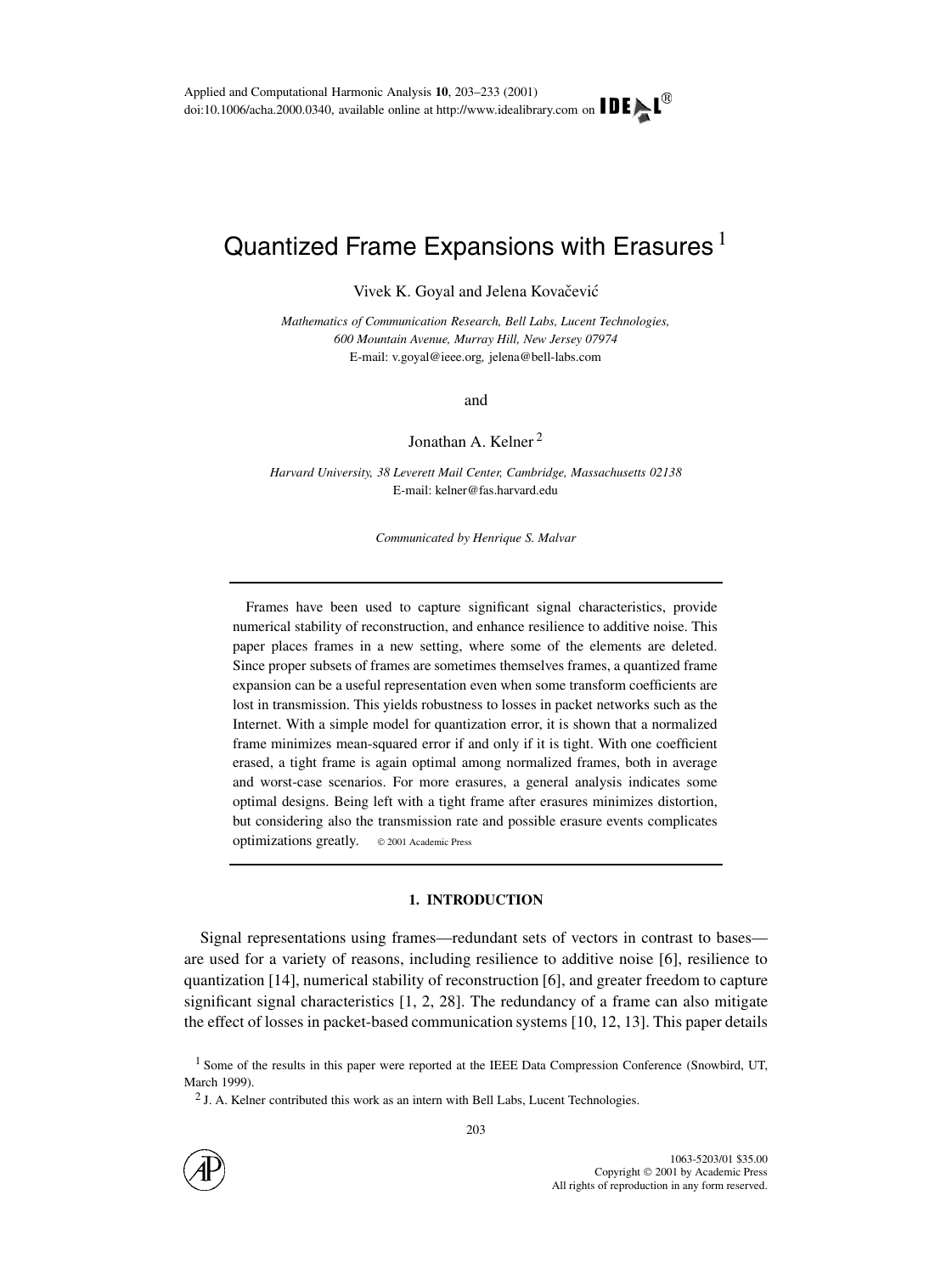# Quantized Frame Expansions with Erasures [1]

Vivek K. Goyal and Jelena Kovačević

*Mathematics of Communication Research, Bell Labs, Lucent Technologies, 600 Mountain Avenue, Murray Hill, New Jersey 07974*
E-mail: v.goyal@ieee.org, jelena@bell-labs.com

and

Jonathan A. Kelner [2]

*Harvard University, 38 Leverett Mail Center, Cambridge, Massachusetts 02138*
E-mail: kelner@fas.harvard.edu

*Communicated by Henrique S. Malvar*

---

Frames have been used to capture significant signal characteristics, provide numerical stability of reconstruction, and enhance resilience to additive noise. This paper places frames in a new setting, where some of the elements are deleted. Since proper subsets of frames are sometimes themselves frames, a quantized frame expansion can be a useful representation even when some transform coefficients are lost in transmission. This yields robustness to losses in packet networks such as the Internet. With a simple model for quantization error, it is shown that a normalized frame minimizes mean-squared error if and only if it is tight. With one coefficient erased, a tight frame is again optimal among normalized frames, both in average and worst-case scenarios. For more erasures, a general analysis indicates some optimal designs. Being left with a tight frame after erasures minimizes distortion, but considering also the transmission rate and possible erasure events complicates optimizations greatly. © 2001 Academic Press

---

## 1. INTRODUCTION

Signal representations using frames—redundant sets of vectors in contrast to bases—are used for a variety of reasons, including resilience to additive noise [6], resilience to quantization [14], numerical stability of reconstruction [6], and greater freedom to capture significant signal characteristics [1, 2, 28]. The redundancy of a frame can also mitigate the effect of losses in packet-based communication systems [10, 12, 13]. This paper details

[1] Some of the results in this paper were reported at the IEEE Data Compression Conference (Snowbird, UT, March 1999).

[2] J. A. Kelner contributed this work as an intern with Bell Labs, Lucent Technologies.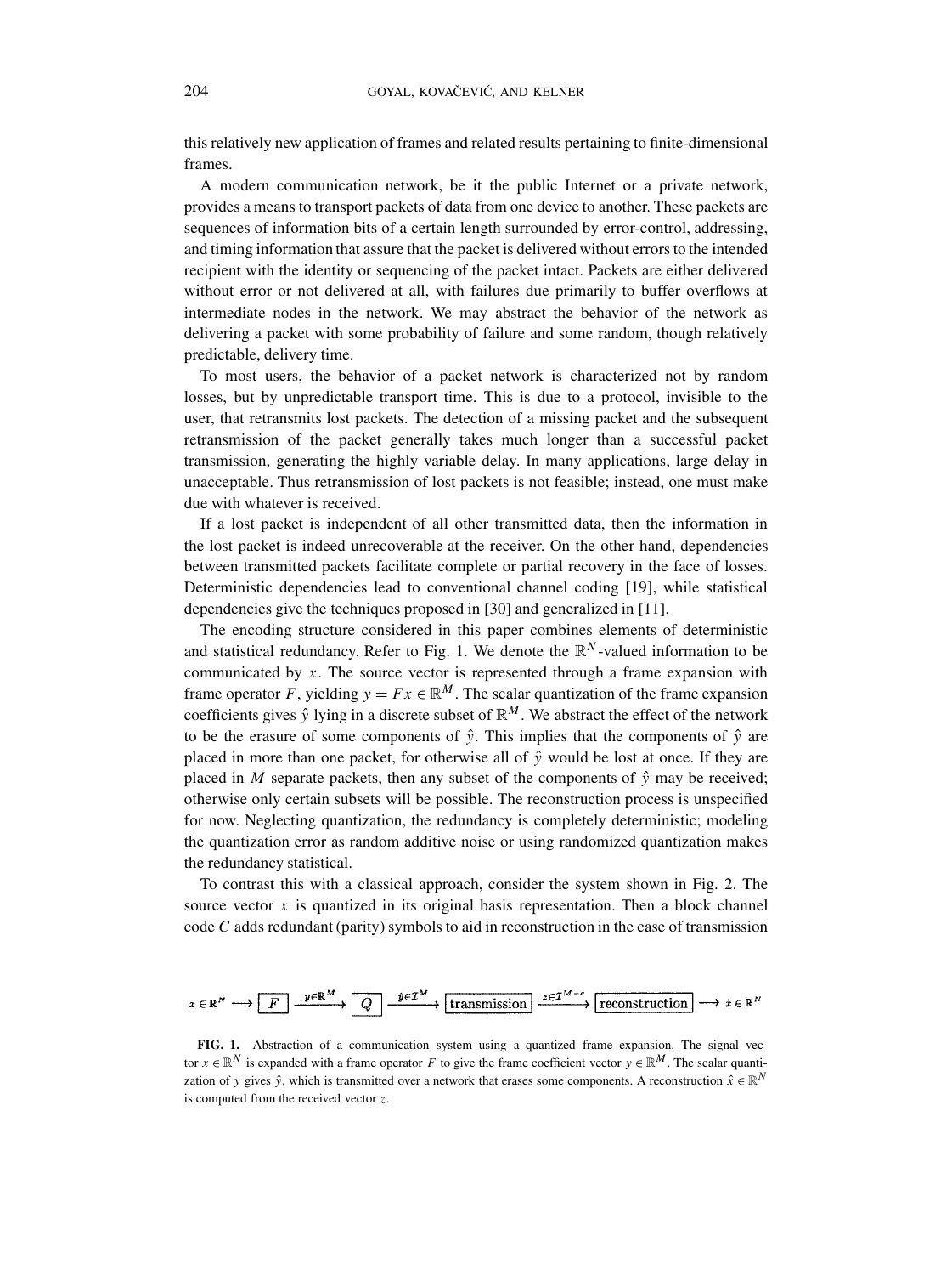this relatively new application of frames and related results pertaining to finite-dimensional frames.

A modern communication network, be it the public Internet or a private network, provides a means to transport packets of data from one device to another. These packets are sequences of information bits of a certain length surrounded by error-control, addressing, and timing information that assure that the packet is delivered without errors to the intended recipient with the identity or sequencing of the packet intact. Packets are either delivered without error or not delivered at all, with failures due primarily to buffer overflows at intermediate nodes in the network. We may abstract the behavior of the network as delivering a packet with some probability of failure and some random, though relatively predictable, delivery time.

To most users, the behavior of a packet network is characterized not by random losses, but by unpredictable transport time. This is due to a protocol, invisible to the user, that retransmits lost packets. The detection of a missing packet and the subsequent retransmission of the packet generally takes much longer than a successful packet transmission, generating the highly variable delay. In many applications, large delay in unacceptable. Thus retransmission of lost packets is not feasible; instead, one must make due with whatever is received.

If a lost packet is independent of all other transmitted data, then the information in the lost packet is indeed unrecoverable at the receiver. On the other hand, dependencies between transmitted packets facilitate complete or partial recovery in the face of losses. Deterministic dependencies lead to conventional channel coding [19], while statistical dependencies give the techniques proposed in [30] and generalized in [11].

The encoding structure considered in this paper combines elements of deterministic and statistical redundancy. Refer to Fig. 1. We denote the $\mathbb{R}^N$-valued information to be communicated by $x$. The source vector is represented through a frame expansion with frame operator $F$, yielding $y = Fx \in \mathbb{R}^M$. The scalar quantization of the frame expansion coefficients gives $\hat{y}$ lying in a discrete subset of $\mathbb{R}^M$. We abstract the effect of the network to be the erasure of some components of $\hat{y}$. This implies that the components of $\hat{y}$ are placed in more than one packet, for otherwise all of $\hat{y}$ would be lost at once. If they are placed in $M$ separate packets, then any subset of the components of $\hat{y}$ may be received; otherwise only certain subsets will be possible. The reconstruction process is unspecified for now. Neglecting quantization, the redundancy is completely deterministic; modeling the quantization error as random additive noise or using randomized quantization makes the redundancy statistical.

To contrast this with a classical approach, consider the system shown in Fig. 2. The source vector $x$ is quantized in its original basis representation. Then a block channel code $C$ adds redundant (parity) symbols to aid in reconstruction in the case of transmission

$$x \in \mathbb{R}^N \longrightarrow \boxed{F} \xrightarrow{y \in \mathbb{R}^M} \boxed{Q} \xrightarrow{\hat{y} \in \mathcal{I}^M} \boxed{\text{transmission}} \xrightarrow{z \in \mathcal{I}^{M-e}} \boxed{\text{reconstruction}} \longrightarrow \hat{x} \in \mathbb{R}^N$$

**FIG. 1.** Abstraction of a communication system using a quantized frame expansion. The signal vector $x \in \mathbb{R}^N$ is expanded with a frame operator $F$ to give the frame coefficient vector $y \in \mathbb{R}^M$. The scalar quantization of $y$ gives $\hat{y}$, which is transmitted over a network that erases some components. A reconstruction $\hat{x} \in \mathbb{R}^N$ is computed from the received vector $z$.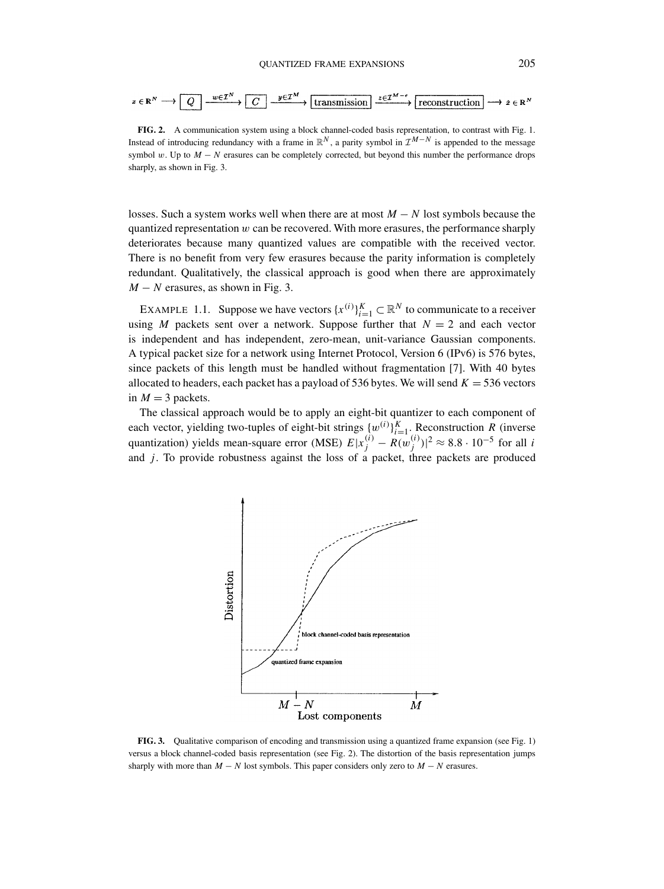$$x \in \mathbb{R}^N \longrightarrow \boxed{Q} \xrightarrow{w \in \mathcal{I}^N} \boxed{C} \xrightarrow{y \in \mathcal{I}^M} \boxed{\text{transmission}} \xrightarrow{z \in \mathcal{I}^{M-e}} \boxed{\text{reconstruction}} \longrightarrow \hat{x} \in \mathbb{R}^N$$

**FIG. 2.** A communication system using a block channel-coded basis representation, to contrast with Fig. 1. Instead of introducing redundancy with a frame in $\mathbb{R}^N$, a parity symbol in $\mathcal{I}^{M-N}$ is appended to the message symbol $w$. Up to $M - N$ erasures can be completely corrected, but beyond this number the performance drops sharply, as shown in Fig. 3.

losses. Such a system works well when there are at most $M - N$ lost symbols because the quantized representation $w$ can be recovered. With more erasures, the performance sharply deteriorates because many quantized values are compatible with the received vector. There is no benefit from very few erasures because the parity information is completely redundant. Qualitatively, the classical approach is good when there are approximately $M - N$ erasures, as shown in Fig. 3.

EXAMPLE 1.1. Suppose we have vectors $\{x^{(i)}\}_{i=1}^K \subset \mathbb{R}^N$ to communicate to a receiver using $M$ packets sent over a network. Suppose further that $N = 2$ and each vector is independent and has independent, zero-mean, unit-variance Gaussian components. A typical packet size for a network using Internet Protocol, Version 6 (IPv6) is 576 bytes, since packets of this length must be handled without fragmentation [7]. With 40 bytes allocated to headers, each packet has a payload of 536 bytes. We will send $K = 536$ vectors in $M = 3$ packets.

The classical approach would be to apply an eight-bit quantizer to each component of each vector, yielding two-tuples of eight-bit strings $\{w^{(i)}\}_{i=1}^K$. Reconstruction $R$ (inverse quantization) yields mean-square error (MSE) $E|x_j^{(i)} - R(w_j^{(i)})|^2 \approx 8.8 \cdot 10^{-5}$ for all $i$ and $j$. To provide robustness against the loss of a packet, three packets are produced

**FIG. 3.** Qualitative comparison of encoding and transmission using a quantized frame expansion (see Fig. 1) versus a block channel-coded basis representation (see Fig. 2). The distortion of the basis representation jumps sharply with more than $M - N$ lost symbols. This paper considers only zero to $M - N$ erasures.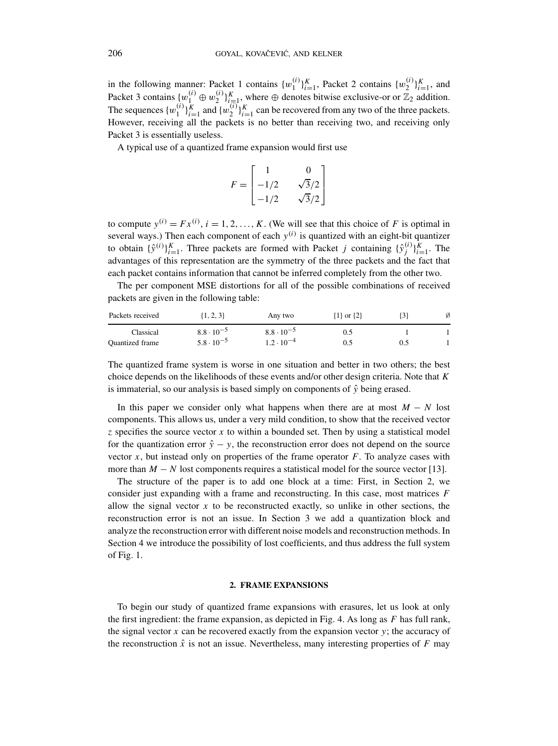in the following manner: Packet 1 contains $\{w_1^{(i)}\}_{i=1}^K$, Packet 2 contains $\{w_2^{(i)}\}_{i=1}^K$, and Packet 3 contains $\{w_1^{(i)} \oplus w_2^{(i)}\}_{i=1}^K$, where $\oplus$ denotes bitwise exclusive-or or $\mathbb{Z}_2$ addition. The sequences $\{w_1^{(i)}\}_{i=1}^K$ and $\{w_2^{(i)}\}_{i=1}^K$ can be recovered from any two of the three packets. However, receiving all the packets is no better than receiving two, and receiving only Packet 3 is essentially useless.

A typical use of a quantized frame expansion would first use

$$F = \begin{bmatrix} 1 & 0 \\ -1/2 & \sqrt{3}/2 \\ -1/2 & \sqrt{3}/2 \end{bmatrix}$$

to compute $y^{(i)} = Fx^{(i)}$, $i = 1, 2, \ldots, K$. (We will see that this choice of $F$ is optimal in several ways.) Then each component of each $y^{(i)}$ is quantized with an eight-bit quantizer to obtain $\{\hat{y}^{(i)}\}_{i=1}^K$. Three packets are formed with Packet $j$ containing $\{\hat{y}_j^{(i)}\}_{i=1}^K$. The advantages of this representation are the symmetry of the three packets and the fact that each packet contains information that cannot be inferred completely from the other two.

The per component MSE distortions for all of the possible combinations of received packets are given in the following table:

| Packets received | $\{1, 2, 3\}$ | Any two | $\{1\}$ or $\{2\}$ | $\{3\}$ | $\emptyset$ |
|---|---|---|---|---|---|
| Classical | $8.8 \cdot 10^{-5}$ | $8.8 \cdot 10^{-5}$ | 0.5 | 1 | 1 |
| Quantized frame | $5.8 \cdot 10^{-5}$ | $1.2 \cdot 10^{-4}$ | 0.5 | 0.5 | 1 |

The quantized frame system is worse in one situation and better in two others; the best choice depends on the likelihoods of these events and/or other design criteria. Note that $K$ is immaterial, so our analysis is based simply on components of $\hat{y}$ being erased.

In this paper we consider only what happens when there are at most $M - N$ lost components. This allows us, under a very mild condition, to show that the received vector $z$ specifies the source vector $x$ to within a bounded set. Then by using a statistical model for the quantization error $\hat{y} - y$, the reconstruction error does not depend on the source vector $x$, but instead only on properties of the frame operator $F$. To analyze cases with more than $M - N$ lost components requires a statistical model for the source vector [13].

The structure of the paper is to add one block at a time: First, in Section 2, we consider just expanding with a frame and reconstructing. In this case, most matrices $F$ allow the signal vector $x$ to be reconstructed exactly, so unlike in other sections, the reconstruction error is not an issue. In Section 3 we add a quantization block and analyze the reconstruction error with different noise models and reconstruction methods. In Section 4 we introduce the possibility of lost coefficients, and thus address the full system of Fig. 1.

## 2. FRAME EXPANSIONS

To begin our study of quantized frame expansions with erasures, let us look at only the first ingredient: the frame expansion, as depicted in Fig. 4. As long as $F$ has full rank, the signal vector $x$ can be recovered exactly from the expansion vector $y$; the accuracy of the reconstruction $\hat{x}$ is not an issue. Nevertheless, many interesting properties of $F$ may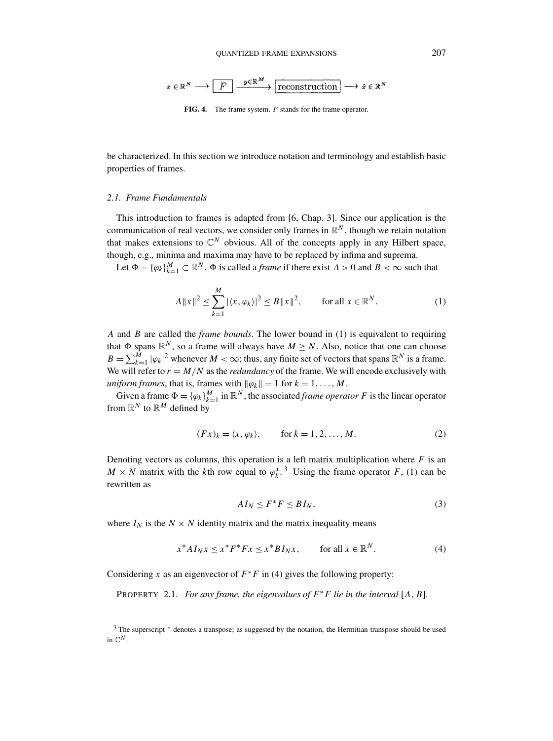$$x \in \mathbb{R}^N \longrightarrow \boxed{F} \xrightarrow{y \in \mathbb{R}^M} \boxed{\text{reconstruction}} \longrightarrow \hat{x} \in \mathbb{R}^N$$

**FIG. 4.** The frame system. $F$ stands for the frame operator.

be characterized. In this section we introduce notation and terminology and establish basic properties of frames.

### 2.1. Frame Fundamentals

This introduction to frames is adapted from [6, Chap. 3]. Since our application is the communication of real vectors, we consider only frames in $\mathbb{R}^N$, though we retain notation that makes extensions to $\mathbb{C}^N$ obvious. All of the concepts apply in any Hilbert space, though, e.g., minima and maxima may have to be replaced by infima and suprema.

Let $\Phi = \{\varphi_k\}_{k=1}^M \subset \mathbb{R}^N$. $\Phi$ is called a *frame* if there exist $A > 0$ and $B < \infty$ such that

$$A\|x\|^2 \leq \sum_{k=1}^{M} |\langle x, \varphi_k \rangle|^2 \leq B\|x\|^2, \qquad \text{for all } x \in \mathbb{R}^N. \tag{1}$$

$A$ and $B$ are called the *frame bounds*. The lower bound in (1) is equivalent to requiring that $\Phi$ spans $\mathbb{R}^N$, so a frame will always have $M \geq N$. Also, notice that one can choose $B = \sum_{k=1}^{M} |\varphi_k|^2$ whenever $M < \infty$; thus, any finite set of vectors that spans $\mathbb{R}^N$ is a frame. We will refer to $r = M/N$ as the *redundancy* of the frame. We will encode exclusively with *uniform frames*, that is, frames with $\|\varphi_k\| = 1$ for $k = 1, \ldots, M$.

Given a frame $\Phi = \{\varphi_k\}_{k=1}^M$ in $\mathbb{R}^N$, the associated *frame operator* $F$ is the linear operator from $\mathbb{R}^N$ to $\mathbb{R}^M$ defined by

$$(Fx)_k = \langle x, \varphi_k \rangle, \qquad \text{for } k = 1, 2, \ldots, M. \tag{2}$$

Denoting vectors as columns, this operation is a left matrix multiplication where $F$ is an $M \times N$ matrix with the $k$th row equal to $\varphi_k^*$.[3] Using the frame operator $F$, (1) can be rewritten as

$$AI_N \leq F^*F \leq BI_N, \tag{3}$$

where $I_N$ is the $N \times N$ identity matrix and the matrix inequality means

$$x^*AI_Nx \leq x^*F^*Fx \leq x^*BI_Nx, \qquad \text{for all } x \in \mathbb{R}^N. \tag{4}$$

Considering $x$ as an eigenvector of $F^*F$ in (4) gives the following property:

PROPERTY 2.1. *For any frame, the eigenvalues of $F^*F$ lie in the interval $[A, B]$.*

[3] The superscript $*$ denotes a transpose; as suggested by the notation, the Hermitian transpose should be used in $\mathbb{C}^N$.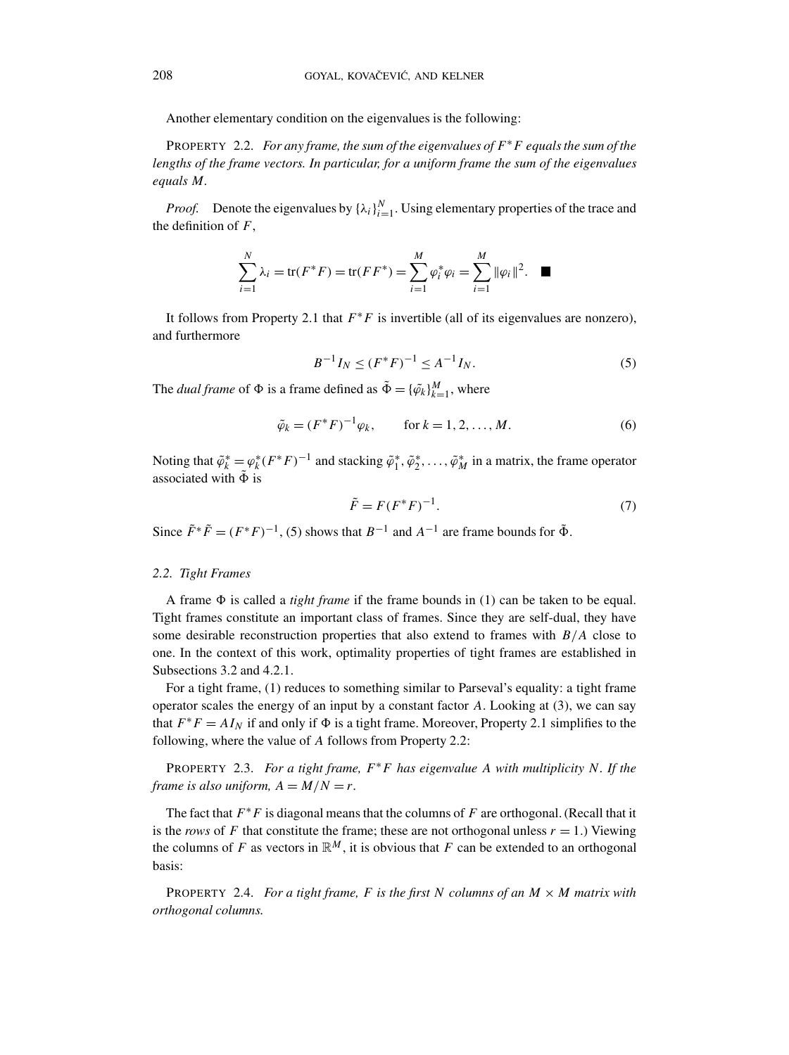Another elementary condition on the eigenvalues is the following:

PROPERTY 2.2. *For any frame, the sum of the eigenvalues of $F^*F$ equals the sum of the lengths of the frame vectors. In particular, for a uniform frame the sum of the eigenvalues equals $M$.*

*Proof.* Denote the eigenvalues by $\{\lambda_i\}_{i=1}^N$. Using elementary properties of the trace and the definition of $F$,

$$\sum_{i=1}^{N} \lambda_i = \text{tr}(F^*F) = \text{tr}(FF^*) = \sum_{i=1}^{M} \varphi_i^* \varphi_i = \sum_{i=1}^{M} \|\varphi_i\|^2. \quad \blacksquare$$

It follows from Property 2.1 that $F^*F$ is invertible (all of its eigenvalues are nonzero), and furthermore

$$B^{-1} I_N \leq (F^*F)^{-1} \leq A^{-1} I_N. \tag{5}$$

The *dual frame* of $\Phi$ is a frame defined as $\tilde{\Phi} = \{\tilde{\varphi}_k\}_{k=1}^M$, where

$$\tilde{\varphi}_k = (F^*F)^{-1} \varphi_k, \qquad \text{for } k = 1, 2, \ldots, M. \tag{6}$$

Noting that $\tilde{\varphi}_k^* = \varphi_k^* (F^*F)^{-1}$ and stacking $\tilde{\varphi}_1^*, \tilde{\varphi}_2^*, \ldots, \tilde{\varphi}_M^*$ in a matrix, the frame operator associated with $\tilde{\Phi}$ is

$$\tilde{F} = F(F^*F)^{-1}. \tag{7}$$

Since $\tilde{F}^*\tilde{F} = (F^*F)^{-1}$, (5) shows that $B^{-1}$ and $A^{-1}$ are frame bounds for $\tilde{\Phi}$.

### 2.2. Tight Frames

A frame $\Phi$ is called a *tight frame* if the frame bounds in (1) can be taken to be equal. Tight frames constitute an important class of frames. Since they are self-dual, they have some desirable reconstruction properties that also extend to frames with $B/A$ close to one. In the context of this work, optimality properties of tight frames are established in Subsections 3.2 and 4.2.1.

For a tight frame, (1) reduces to something similar to Parseval's equality: a tight frame operator scales the energy of an input by a constant factor $A$. Looking at (3), we can say that $F^*F = AI_N$ if and only if $\Phi$ is a tight frame. Moreover, Property 2.1 simplifies to the following, where the value of $A$ follows from Property 2.2:

PROPERTY 2.3. *For a tight frame, $F^*F$ has eigenvalue $A$ with multiplicity $N$. If the frame is also uniform, $A = M/N = r$.*

The fact that $F^*F$ is diagonal means that the columns of $F$ are orthogonal. (Recall that it is the *rows* of $F$ that constitute the frame; these are not orthogonal unless $r = 1$.) Viewing the columns of $F$ as vectors in $\mathbb{R}^M$, it is obvious that $F$ can be extended to an orthogonal basis:

PROPERTY 2.4. *For a tight frame, $F$ is the first $N$ columns of an $M \times M$ matrix with orthogonal columns.*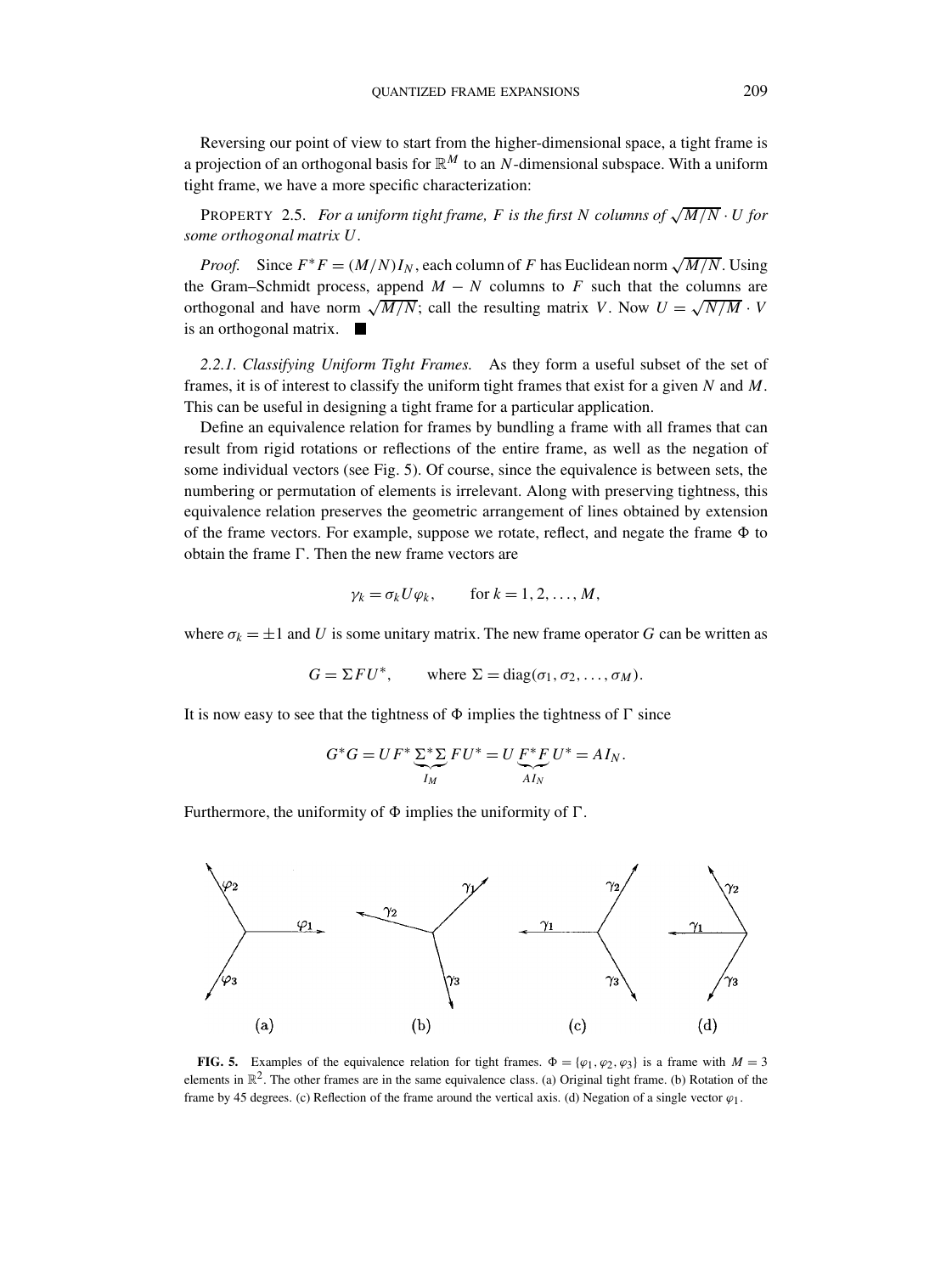Reversing our point of view to start from the higher-dimensional space, a tight frame is a projection of an orthogonal basis for $\mathbb{R}^M$ to an $N$-dimensional subspace. With a uniform tight frame, we have a more specific characterization:

PROPERTY 2.5. *For a uniform tight frame, $F$ is the first $N$ columns of $\sqrt{M/N} \cdot U$ for some orthogonal matrix $U$.*

*Proof.* Since $F^*F = (M/N)I_N$, each column of $F$ has Euclidean norm $\sqrt{M/N}$. Using the Gram–Schmidt process, append $M - N$ columns to $F$ such that the columns are orthogonal and have norm $\sqrt{M/N}$; call the resulting matrix $V$. Now $U = \sqrt{N/M} \cdot V$ is an orthogonal matrix. ■

*2.2.1. Classifying Uniform Tight Frames.* As they form a useful subset of the set of frames, it is of interest to classify the uniform tight frames that exist for a given $N$ and $M$. This can be useful in designing a tight frame for a particular application.

Define an equivalence relation for frames by bundling a frame with all frames that can result from rigid rotations or reflections of the entire frame, as well as the negation of some individual vectors (see Fig. 5). Of course, since the equivalence is between sets, the numbering or permutation of elements is irrelevant. Along with preserving tightness, this equivalence relation preserves the geometric arrangement of lines obtained by extension of the frame vectors. For example, suppose we rotate, reflect, and negate the frame $\Phi$ to obtain the frame $\Gamma$. Then the new frame vectors are

$$\gamma_k = \sigma_k U \varphi_k, \qquad \text{for } k = 1, 2, \ldots, M,$$

where $\sigma_k = \pm 1$ and $U$ is some unitary matrix. The new frame operator $G$ can be written as

$$G = \Sigma F U^*, \qquad \text{where } \Sigma = \operatorname{diag}(\sigma_1, \sigma_2, \ldots, \sigma_M).$$

It is now easy to see that the tightness of $\Phi$ implies the tightness of $\Gamma$ since

$$G^*G = UF^* \underbrace{\Sigma^*\Sigma}_{I_M} FU^* = U \underbrace{F^*F}_{AI_N} U^* = AI_N.$$

Furthermore, the uniformity of $\Phi$ implies the uniformity of $\Gamma$.

**FIG. 5.** Examples of the equivalence relation for tight frames. $\Phi = \{\varphi_1, \varphi_2, \varphi_3\}$ is a frame with $M = 3$ elements in $\mathbb{R}^2$. The other frames are in the same equivalence class. (a) Original tight frame. (b) Rotation of the frame by 45 degrees. (c) Reflection of the frame around the vertical axis. (d) Negation of a single vector $\varphi_1$.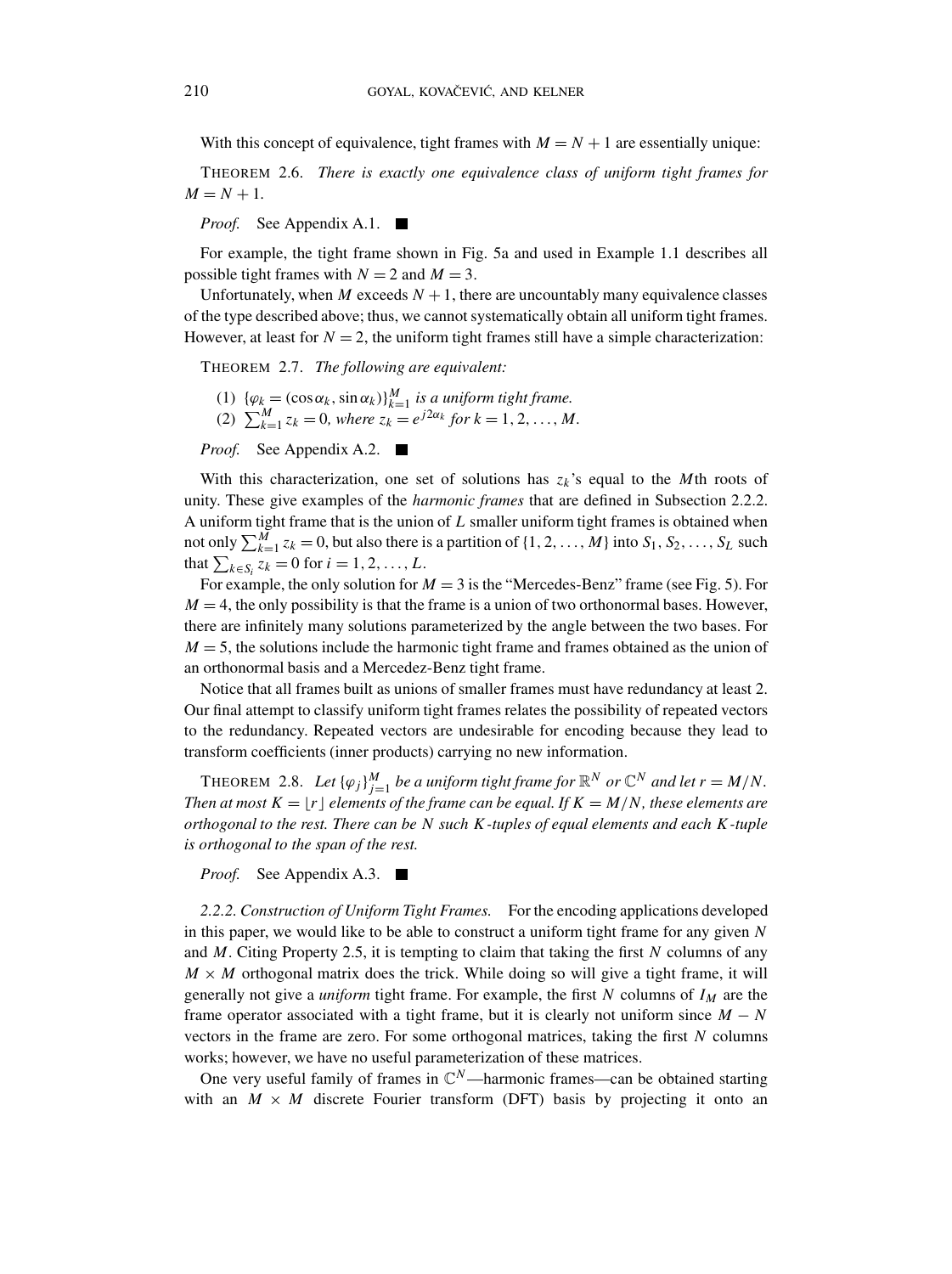With this concept of equivalence, tight frames with $M = N + 1$ are essentially unique:

THEOREM 2.6. *There is exactly one equivalence class of uniform tight frames for* $M = N + 1$.

*Proof.* See Appendix A.1. ∎

For example, the tight frame shown in Fig. 5a and used in Example 1.1 describes all possible tight frames with $N = 2$ and $M = 3$.

Unfortunately, when $M$ exceeds $N + 1$, there are uncountably many equivalence classes of the type described above; thus, we cannot systematically obtain all uniform tight frames. However, at least for $N = 2$, the uniform tight frames still have a simple characterization:

THEOREM 2.7. *The following are equivalent:*

(1) $\{\varphi_k = (\cos\alpha_k, \sin\alpha_k)\}_{k=1}^{M}$ *is a uniform tight frame.*
(2) $\sum_{k=1}^{M} z_k = 0$, *where* $z_k = e^{j2\alpha_k}$ *for* $k = 1, 2, \ldots, M$.

*Proof.* See Appendix A.2. ∎

With this characterization, one set of solutions has $z_k$'s equal to the $M$th roots of unity. These give examples of the *harmonic frames* that are defined in Subsection 2.2.2. A uniform tight frame that is the union of $L$ smaller uniform tight frames is obtained when not only $\sum_{k=1}^{M} z_k = 0$, but also there is a partition of $\{1, 2, \ldots, M\}$ into $S_1, S_2, \ldots, S_L$ such that $\sum_{k \in S_i} z_k = 0$ for $i = 1, 2, \ldots, L$.

For example, the only solution for $M = 3$ is the "Mercedes-Benz" frame (see Fig. 5). For $M = 4$, the only possibility is that the frame is a union of two orthonormal bases. However, there are infinitely many solutions parameterized by the angle between the two bases. For $M = 5$, the solutions include the harmonic tight frame and frames obtained as the union of an orthonormal basis and a Mercedez-Benz tight frame.

Notice that all frames built as unions of smaller frames must have redundancy at least 2. Our final attempt to classify uniform tight frames relates the possibility of repeated vectors to the redundancy. Repeated vectors are undesirable for encoding because they lead to transform coefficients (inner products) carrying no new information.

THEOREM 2.8. *Let* $\{\varphi_j\}_{j=1}^{M}$ *be a uniform tight frame for* $\mathbb{R}^N$ *or* $\mathbb{C}^N$ *and let* $r = M/N$. *Then at most* $K = \lfloor r \rfloor$ *elements of the frame can be equal. If* $K = M/N$, *these elements are orthogonal to the rest. There can be* $N$ *such* $K$*-tuples of equal elements and each* $K$*-tuple is orthogonal to the span of the rest.*

*Proof.* See Appendix A.3. ∎

*2.2.2. Construction of Uniform Tight Frames.* For the encoding applications developed in this paper, we would like to be able to construct a uniform tight frame for any given $N$ and $M$. Citing Property 2.5, it is tempting to claim that taking the first $N$ columns of any $M \times M$ orthogonal matrix does the trick. While doing so will give a tight frame, it will generally not give a *uniform* tight frame. For example, the first $N$ columns of $I_M$ are the frame operator associated with a tight frame, but it is clearly not uniform since $M - N$ vectors in the frame are zero. For some orthogonal matrices, taking the first $N$ columns works; however, we have no useful parameterization of these matrices.

One very useful family of frames in $\mathbb{C}^N$—harmonic frames—can be obtained starting with an $M \times M$ discrete Fourier transform (DFT) basis by projecting it onto an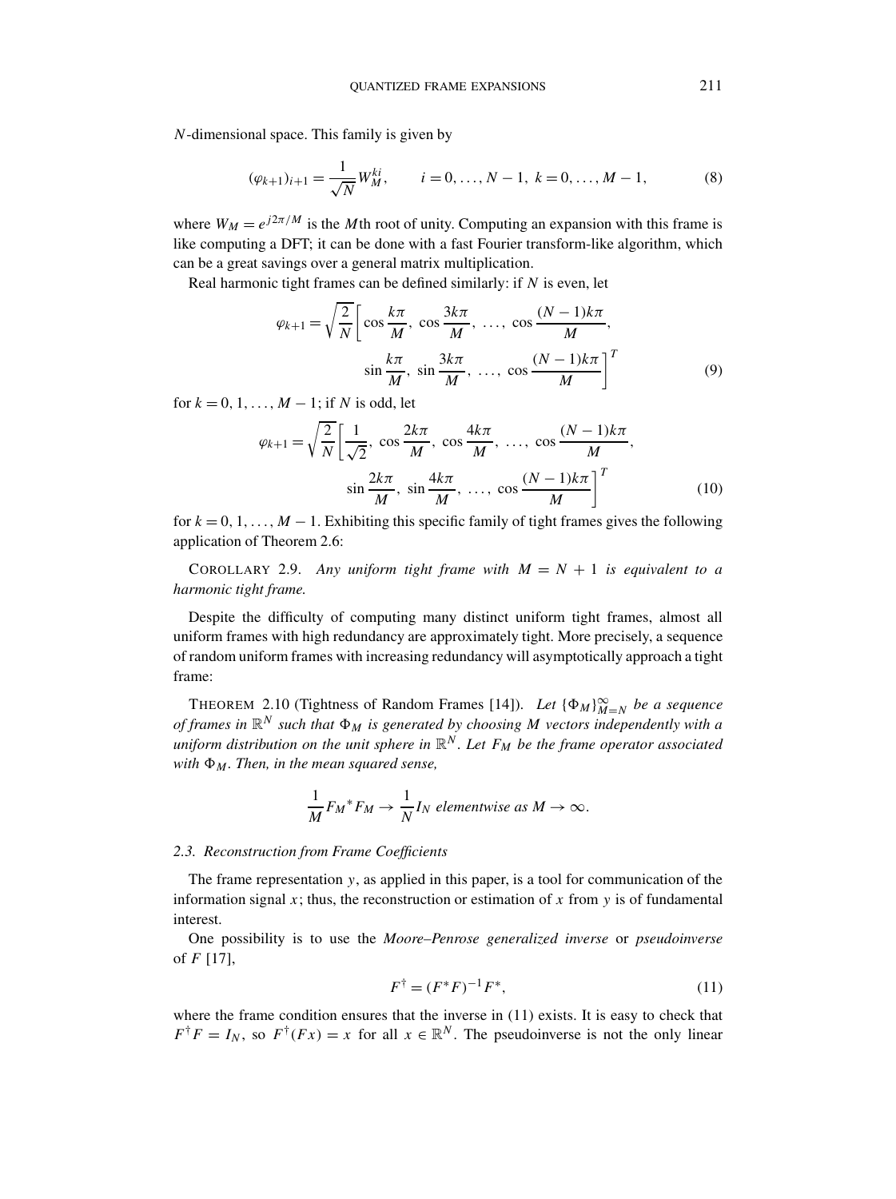$N$-dimensional space. This family is given by

$$(\varphi_{k+1})_{i+1} = \frac{1}{\sqrt{N}} W_M^{ki}, \qquad i = 0, \ldots, N-1,\ k = 0, \ldots, M-1, \tag{8}$$

where $W_M = e^{j2\pi/M}$ is the $M$th root of unity. Computing an expansion with this frame is like computing a DFT; it can be done with a fast Fourier transform-like algorithm, which can be a great savings over a general matrix multiplication.

Real harmonic tight frames can be defined similarly: if $N$ is even, let

$$\varphi_{k+1} = \sqrt{\frac{2}{N}} \bigg[ \cos\frac{k\pi}{M},\ \cos\frac{3k\pi}{M},\ \ldots,\ \cos\frac{(N-1)k\pi}{M}, \\ \sin\frac{k\pi}{M},\ \sin\frac{3k\pi}{M},\ \ldots,\ \cos\frac{(N-1)k\pi}{M} \bigg]^T \tag{9}$$

for $k = 0, 1, \ldots, M-1$; if $N$ is odd, let

$$\varphi_{k+1} = \sqrt{\frac{2}{N}} \bigg[ \frac{1}{\sqrt{2}},\ \cos\frac{2k\pi}{M},\ \cos\frac{4k\pi}{M},\ \ldots,\ \cos\frac{(N-1)k\pi}{M}, \\ \sin\frac{2k\pi}{M},\ \sin\frac{4k\pi}{M},\ \ldots,\ \cos\frac{(N-1)k\pi}{M} \bigg]^T \tag{10}$$

for $k = 0, 1, \ldots, M-1$. Exhibiting this specific family of tight frames gives the following application of Theorem 2.6:

COROLLARY 2.9. *Any uniform tight frame with $M = N+1$ is equivalent to a harmonic tight frame.*

Despite the difficulty of computing many distinct uniform tight frames, almost all uniform frames with high redundancy are approximately tight. More precisely, a sequence of random uniform frames with increasing redundancy will asymptotically approach a tight frame:

THEOREM 2.10 (Tightness of Random Frames [14]). *Let $\{\Phi_M\}_{M=N}^{\infty}$ be a sequence of frames in $\mathbb{R}^N$ such that $\Phi_M$ is generated by choosing $M$ vectors independently with a uniform distribution on the unit sphere in $\mathbb{R}^N$. Let $F_M$ be the frame operator associated with $\Phi_M$. Then, in the mean squared sense,*

$$\frac{1}{M} F_M{}^* F_M \to \frac{1}{N} I_N \text{ elementwise as } M \to \infty.$$

### 2.3. Reconstruction from Frame Coefficients

The frame representation $y$, as applied in this paper, is a tool for communication of the information signal $x$; thus, the reconstruction or estimation of $x$ from $y$ is of fundamental interest.

One possibility is to use the *Moore–Penrose generalized inverse* or *pseudoinverse* of $F$ [17],

$$F^{\dagger} = (F^*F)^{-1} F^*, \tag{11}$$

where the frame condition ensures that the inverse in (11) exists. It is easy to check that $F^{\dagger}F = I_N$, so $F^{\dagger}(Fx) = x$ for all $x \in \mathbb{R}^N$. The pseudoinverse is not the only linear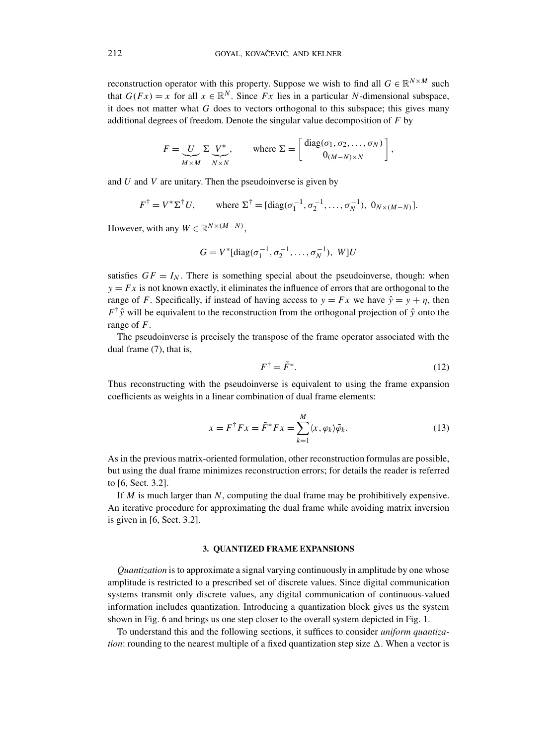reconstruction operator with this property. Suppose we wish to find all $G \in \mathbb{R}^{N \times M}$ such that $G(Fx) = x$ for all $x \in \mathbb{R}^N$. Since $Fx$ lies in a particular $N$-dimensional subspace, it does not matter what $G$ does to vectors orthogonal to this subspace; this gives many additional degrees of freedom. Denote the singular value decomposition of $F$ by

$$F = \underbrace{U}_{M \times M} \Sigma \underbrace{V^*}_{N \times N}, \qquad \text{where } \Sigma = \begin{bmatrix} \text{diag}(\sigma_1, \sigma_2, \ldots, \sigma_N) \\ 0_{(M-N) \times N} \end{bmatrix},$$

and $U$ and $V$ are unitary. Then the pseudoinverse is given by

$$F^\dagger = V^* \Sigma^\dagger U, \qquad \text{where } \Sigma^\dagger = [\text{diag}(\sigma_1^{-1}, \sigma_2^{-1}, \ldots, \sigma_N^{-1}),\ 0_{N \times (M-N)}].$$

However, with any $W \in \mathbb{R}^{N \times (M-N)}$,

$$G = V^* [\text{diag}(\sigma_1^{-1}, \sigma_2^{-1}, \ldots, \sigma_N^{-1}),\ W] U$$

satisfies $GF = I_N$. There is something special about the pseudoinverse, though: when $y = Fx$ is not known exactly, it eliminates the influence of errors that are orthogonal to the range of $F$. Specifically, if instead of having access to $y = Fx$ we have $\hat{y} = y + \eta$, then $F^\dagger \hat{y}$ will be equivalent to the reconstruction from the orthogonal projection of $\hat{y}$ onto the range of $F$.

The pseudoinverse is precisely the transpose of the frame operator associated with the dual frame (7), that is,

$$F^\dagger = \tilde{F}^*. \tag{12}$$

Thus reconstructing with the pseudoinverse is equivalent to using the frame expansion coefficients as weights in a linear combination of dual frame elements:

$$x = F^\dagger F x = \tilde{F}^* F x = \sum_{k=1}^{M} \langle x, \varphi_k \rangle \tilde{\varphi}_k. \tag{13}$$

As in the previous matrix-oriented formulation, other reconstruction formulas are possible, but using the dual frame minimizes reconstruction errors; for details the reader is referred to [6, Sect. 3.2].

If $M$ is much larger than $N$, computing the dual frame may be prohibitively expensive. An iterative procedure for approximating the dual frame while avoiding matrix inversion is given in [6, Sect. 3.2].

## 3. QUANTIZED FRAME EXPANSIONS

*Quantization* is to approximate a signal varying continuously in amplitude by one whose amplitude is restricted to a prescribed set of discrete values. Since digital communication systems transmit only discrete values, any digital communication of continuous-valued information includes quantization. Introducing a quantization block gives us the system shown in Fig. 6 and brings us one step closer to the overall system depicted in Fig. 1.

To understand this and the following sections, it suffices to consider *uniform quantization*: rounding to the nearest multiple of a fixed quantization step size $\Delta$. When a vector is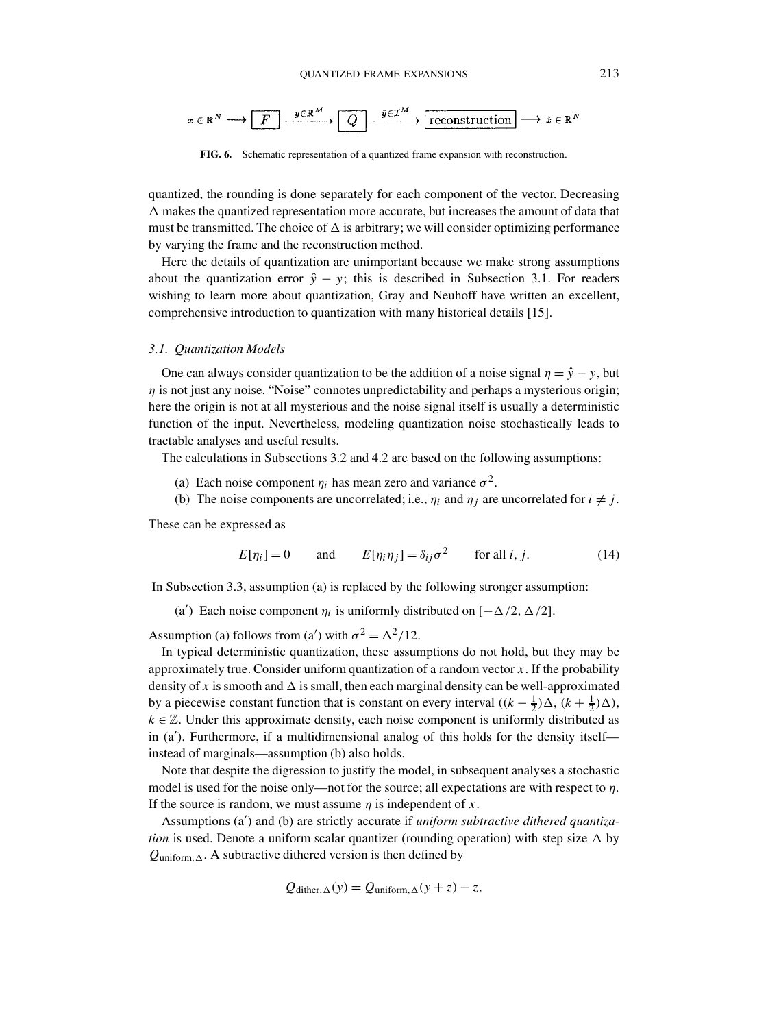$$x \in \mathbb{R}^N \longrightarrow \boxed{F} \xrightarrow{y \in \mathbb{R}^M} \boxed{Q} \xrightarrow{\hat{y} \in \mathcal{I}^M} \boxed{\text{reconstruction}} \longrightarrow \hat{x} \in \mathbb{R}^N$$

**FIG. 6.** Schematic representation of a quantized frame expansion with reconstruction.

quantized, the rounding is done separately for each component of the vector. Decreasing $\Delta$ makes the quantized representation more accurate, but increases the amount of data that must be transmitted. The choice of $\Delta$ is arbitrary; we will consider optimizing performance by varying the frame and the reconstruction method.

Here the details of quantization are unimportant because we make strong assumptions about the quantization error $\hat{y} - y$; this is described in Subsection 3.1. For readers wishing to learn more about quantization, Gray and Neuhoff have written an excellent, comprehensive introduction to quantization with many historical details [15].

### *3.1. Quantization Models*

One can always consider quantization to be the addition of a noise signal $\eta = \hat{y} - y$, but $\eta$ is not just any noise. "Noise" connotes unpredictability and perhaps a mysterious origin; here the origin is not at all mysterious and the noise signal itself is usually a deterministic function of the input. Nevertheless, modeling quantization noise stochastically leads to tractable analyses and useful results.

The calculations in Subsections 3.2 and 4.2 are based on the following assumptions:

(a) Each noise component $\eta_i$ has mean zero and variance $\sigma^2$.

(b) The noise components are uncorrelated; i.e., $\eta_i$ and $\eta_j$ are uncorrelated for $i \neq j$.

These can be expressed as

$$E[\eta_i] = 0 \qquad \text{and} \qquad E[\eta_i \eta_j] = \delta_{ij}\sigma^2 \qquad \text{for all } i, j. \tag{14}$$

In Subsection 3.3, assumption (a) is replaced by the following stronger assumption:

(a$'$) Each noise component $\eta_i$ is uniformly distributed on $[-\Delta/2, \Delta/2]$.

Assumption (a) follows from (a$'$) with $\sigma^2 = \Delta^2/12$.

In typical deterministic quantization, these assumptions do not hold, but they may be approximately true. Consider uniform quantization of a random vector $x$. If the probability density of $x$ is smooth and $\Delta$ is small, then each marginal density can be well-approximated by a piecewise constant function that is constant on every interval $((k - \frac{1}{2})\Delta, (k + \frac{1}{2})\Delta)$, $k \in \mathbb{Z}$. Under this approximate density, each noise component is uniformly distributed as in (a$'$). Furthermore, if a multidimensional analog of this holds for the density itself—instead of marginals—assumption (b) also holds.

Note that despite the digression to justify the model, in subsequent analyses a stochastic model is used for the noise only—not for the source; all expectations are with respect to $\eta$. If the source is random, we must assume $\eta$ is independent of $x$.

Assumptions (a$'$) and (b) are strictly accurate if *uniform subtractive dithered quantization* is used. Denote a uniform scalar quantizer (rounding operation) with step size $\Delta$ by $Q_{\text{uniform},\Delta}$. A subtractive dithered version is then defined by

$$Q_{\text{dither},\Delta}(y) = Q_{\text{uniform},\Delta}(y + z) - z,$$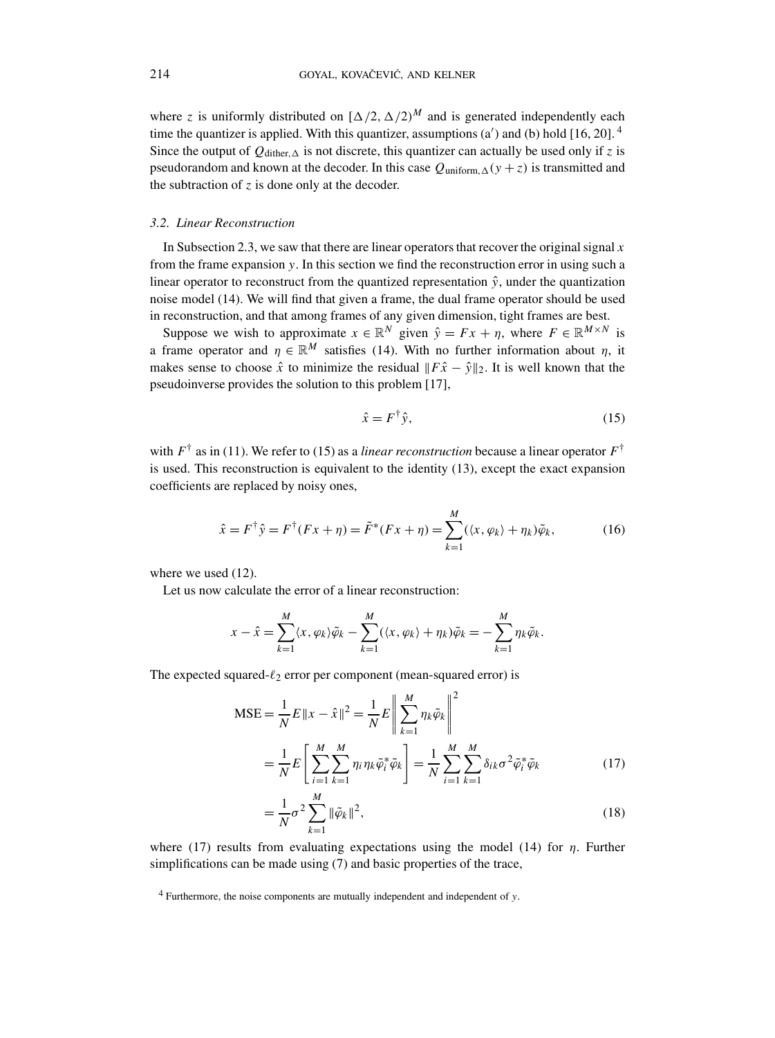where $z$ is uniformly distributed on $[\Delta/2, \Delta/2)^M$ and is generated independently each time the quantizer is applied. With this quantizer, assumptions (a′) and (b) hold [16, 20]. [4] Since the output of $Q_{\text{dither},\Delta}$ is not discrete, this quantizer can actually be used only if $z$ is pseudorandom and known at the decoder. In this case $Q_{\text{uniform},\Delta}(y + z)$ is transmitted and the subtraction of $z$ is done only at the decoder.

### 3.2. Linear Reconstruction

In Subsection 2.3, we saw that there are linear operators that recover the original signal $x$ from the frame expansion $y$. In this section we find the reconstruction error in using such a linear operator to reconstruct from the quantized representation $\hat{y}$, under the quantization noise model (14). We will find that given a frame, the dual frame operator should be used in reconstruction, and that among frames of any given dimension, tight frames are best.

Suppose we wish to approximate $x \in \mathbb{R}^N$ given $\hat{y} = Fx + \eta$, where $F \in \mathbb{R}^{M \times N}$ is a frame operator and $\eta \in \mathbb{R}^M$ satisfies (14). With no further information about $\eta$, it makes sense to choose $\hat{x}$ to minimize the residual $\|F\hat{x} - \hat{y}\|_2$. It is well known that the pseudoinverse provides the solution to this problem [17],

$$\hat{x} = F^{\dagger}\hat{y}, \tag{15}$$

with $F^{\dagger}$ as in (11). We refer to (15) as a *linear reconstruction* because a linear operator $F^{\dagger}$ is used. This reconstruction is equivalent to the identity (13), except the exact expansion coefficients are replaced by noisy ones,

$$\hat{x} = F^{\dagger}\hat{y} = F^{\dagger}(Fx + \eta) = \tilde{F}^*(Fx + \eta) = \sum_{k=1}^{M}(\langle x, \varphi_k \rangle + \eta_k)\tilde{\varphi}_k, \tag{16}$$

where we used (12).

Let us now calculate the error of a linear reconstruction:

$$x - \hat{x} = \sum_{k=1}^{M}\langle x, \varphi_k \rangle \tilde{\varphi}_k - \sum_{k=1}^{M}(\langle x, \varphi_k \rangle + \eta_k)\tilde{\varphi}_k = -\sum_{k=1}^{M}\eta_k\tilde{\varphi}_k.$$

The expected squared-$\ell_2$ error per component (mean-squared error) is

$$\begin{aligned}
\text{MSE} &= \frac{1}{N}E\|x - \hat{x}\|^2 = \frac{1}{N}E\left\|\sum_{k=1}^{M}\eta_k\tilde{\varphi}_k\right\|^2 \\
&= \frac{1}{N}E\left[\sum_{i=1}^{M}\sum_{k=1}^{M}\eta_i\eta_k\tilde{\varphi}_i^*\tilde{\varphi}_k\right] = \frac{1}{N}\sum_{i=1}^{M}\sum_{k=1}^{M}\delta_{ik}\sigma^2\tilde{\varphi}_i^*\tilde{\varphi}_k \qquad (17) \\
&= \frac{1}{N}\sigma^2\sum_{k=1}^{M}\|\tilde{\varphi}_k\|^2, \qquad (18)
\end{aligned}$$

where (17) results from evaluating expectations using the model (14) for $\eta$. Further simplifications can be made using (7) and basic properties of the trace,

[4] Furthermore, the noise components are mutually independent and independent of $y$.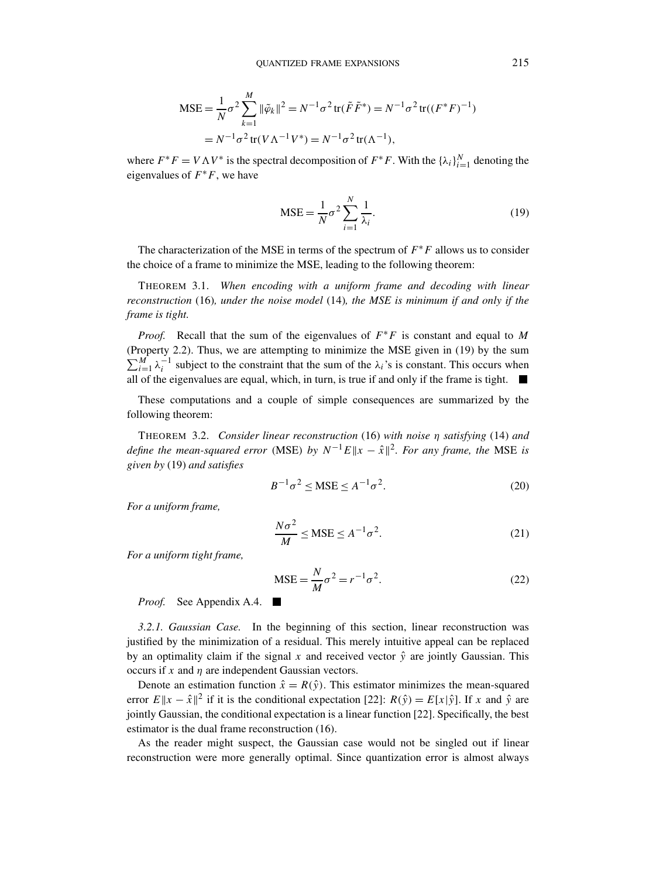$$\text{MSE} = \frac{1}{N}\sigma^2 \sum_{k=1}^{M} \|\tilde{\varphi}_k\|^2 = N^{-1}\sigma^2 \operatorname{tr}(\tilde{F}\tilde{F}^*) = N^{-1}\sigma^2 \operatorname{tr}((F^*F)^{-1})$$
$$= N^{-1}\sigma^2 \operatorname{tr}(V\Lambda^{-1}V^*) = N^{-1}\sigma^2 \operatorname{tr}(\Lambda^{-1}),$$

where $F^*F = V\Lambda V^*$ is the spectral decomposition of $F^*F$. With the $\{\lambda_i\}_{i=1}^N$ denoting the eigenvalues of $F^*F$, we have

$$\text{MSE} = \frac{1}{N}\sigma^2 \sum_{i=1}^{N} \frac{1}{\lambda_i}. \tag{19}$$

The characterization of the MSE in terms of the spectrum of $F^*F$ allows us to consider the choice of a frame to minimize the MSE, leading to the following theorem:

THEOREM 3.1. *When encoding with a uniform frame and decoding with linear reconstruction* (16)*, under the noise model* (14)*, the MSE is minimum if and only if the frame is tight.*

*Proof.* Recall that the sum of the eigenvalues of $F^*F$ is constant and equal to $M$ (Property 2.2). Thus, we are attempting to minimize the MSE given in (19) by the sum $\sum_{i=1}^{M} \lambda_i^{-1}$ subject to the constraint that the sum of the $\lambda_i$'s is constant. This occurs when all of the eigenvalues are equal, which, in turn, is true if and only if the frame is tight. ■

These computations and a couple of simple consequences are summarized by the following theorem:

THEOREM 3.2. *Consider linear reconstruction* (16) *with noise $\eta$ satisfying* (14) *and define the mean-squared error* (MSE) *by $N^{-1}E\|x - \hat{x}\|^2$. For any frame, the* MSE *is given by* (19) *and satisfies*

$$B^{-1}\sigma^2 \le \text{MSE} \le A^{-1}\sigma^2. \tag{20}$$

*For a uniform frame,*

$$\frac{N\sigma^2}{M} \le \text{MSE} \le A^{-1}\sigma^2. \tag{21}$$

*For a uniform tight frame,*

$$\text{MSE} = \frac{N}{M}\sigma^2 = r^{-1}\sigma^2. \tag{22}$$

*Proof.* See Appendix A.4. ■

*3.2.1. Gaussian Case.* In the beginning of this section, linear reconstruction was justified by the minimization of a residual. This merely intuitive appeal can be replaced by an optimality claim if the signal $x$ and received vector $\hat{y}$ are jointly Gaussian. This occurs if $x$ and $\eta$ are independent Gaussian vectors.

Denote an estimation function $\hat{x} = R(\hat{y})$. This estimator minimizes the mean-squared error $E\|x - \hat{x}\|^2$ if it is the conditional expectation [22]: $R(\hat{y}) = E[x|\hat{y}]$. If $x$ and $\hat{y}$ are jointly Gaussian, the conditional expectation is a linear function [22]. Specifically, the best estimator is the dual frame reconstruction (16).

As the reader might suspect, the Gaussian case would not be singled out if linear reconstruction were more generally optimal. Since quantization error is almost always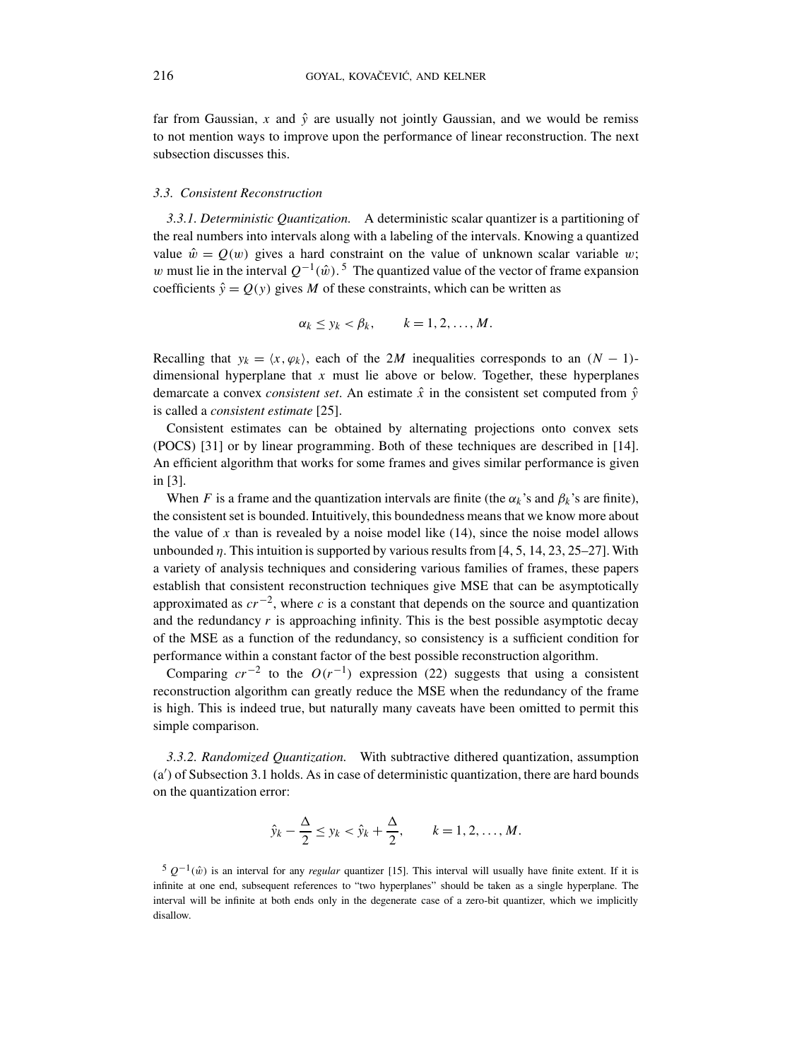far from Gaussian, $x$ and $\hat{y}$ are usually not jointly Gaussian, and we would be remiss to not mention ways to improve upon the performance of linear reconstruction. The next subsection discusses this.

### *3.3. Consistent Reconstruction*

*3.3.1. Deterministic Quantization.* A deterministic scalar quantizer is a partitioning of the real numbers into intervals along with a labeling of the intervals. Knowing a quantized value $\hat{w} = Q(w)$ gives a hard constraint on the value of unknown scalar variable $w$; $w$ must lie in the interval $Q^{-1}(\hat{w})$.[5] The quantized value of the vector of frame expansion coefficients $\hat{y} = Q(y)$ gives $M$ of these constraints, which can be written as

$$\alpha_k \leq y_k < \beta_k, \qquad k = 1, 2, \ldots, M.$$

Recalling that $y_k = \langle x, \varphi_k \rangle$, each of the $2M$ inequalities corresponds to an $(N-1)$-dimensional hyperplane that $x$ must lie above or below. Together, these hyperplanes demarcate a convex *consistent set*. An estimate $\hat{x}$ in the consistent set computed from $\hat{y}$ is called a *consistent estimate* [25].

Consistent estimates can be obtained by alternating projections onto convex sets (POCS) [31] or by linear programming. Both of these techniques are described in [14]. An efficient algorithm that works for some frames and gives similar performance is given in [3].

When $F$ is a frame and the quantization intervals are finite (the $\alpha_k$'s and $\beta_k$'s are finite), the consistent set is bounded. Intuitively, this boundedness means that we know more about the value of $x$ than is revealed by a noise model like (14), since the noise model allows unbounded $\eta$. This intuition is supported by various results from [4, 5, 14, 23, 25–27]. With a variety of analysis techniques and considering various families of frames, these papers establish that consistent reconstruction techniques give MSE that can be asymptotically approximated as $cr^{-2}$, where $c$ is a constant that depends on the source and quantization and the redundancy $r$ is approaching infinity. This is the best possible asymptotic decay of the MSE as a function of the redundancy, so consistency is a sufficient condition for performance within a constant factor of the best possible reconstruction algorithm.

Comparing $cr^{-2}$ to the $O(r^{-1})$ expression (22) suggests that using a consistent reconstruction algorithm can greatly reduce the MSE when the redundancy of the frame is high. This is indeed true, but naturally many caveats have been omitted to permit this simple comparison.

*3.3.2. Randomized Quantization.* With subtractive dithered quantization, assumption (a′) of Subsection 3.1 holds. As in case of deterministic quantization, there are hard bounds on the quantization error:

$$\hat{y}_k - \frac{\Delta}{2} \leq y_k < \hat{y}_k + \frac{\Delta}{2}, \qquad k = 1, 2, \ldots, M.$$

[5] $Q^{-1}(\hat{w})$ is an interval for any *regular* quantizer [15]. This interval will usually have finite extent. If it is infinite at one end, subsequent references to "two hyperplanes" should be taken as a single hyperplane. The interval will be infinite at both ends only in the degenerate case of a zero-bit quantizer, which we implicitly disallow.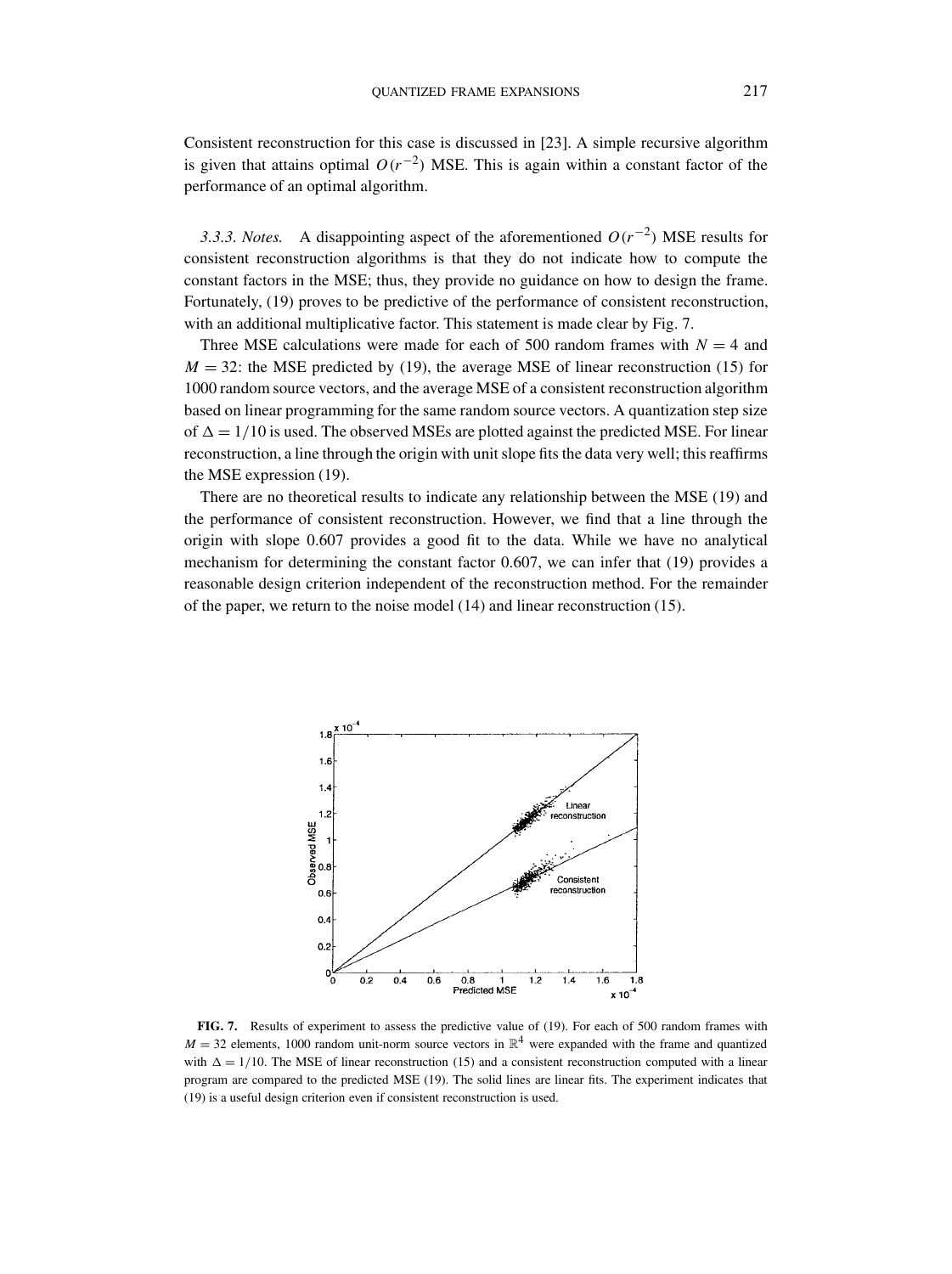Consistent reconstruction for this case is discussed in [23]. A simple recursive algorithm is given that attains optimal $O(r^{-2})$ MSE. This is again within a constant factor of the performance of an optimal algorithm.

*3.3.3. Notes.* A disappointing aspect of the aforementioned $O(r^{-2})$ MSE results for consistent reconstruction algorithms is that they do not indicate how to compute the constant factors in the MSE; thus, they provide no guidance on how to design the frame. Fortunately, (19) proves to be predictive of the performance of consistent reconstruction, with an additional multiplicative factor. This statement is made clear by Fig. 7.

Three MSE calculations were made for each of 500 random frames with $N = 4$ and $M = 32$: the MSE predicted by (19), the average MSE of linear reconstruction (15) for 1000 random source vectors, and the average MSE of a consistent reconstruction algorithm based on linear programming for the same random source vectors. A quantization step size of $\Delta = 1/10$ is used. The observed MSEs are plotted against the predicted MSE. For linear reconstruction, a line through the origin with unit slope fits the data very well; this reaffirms the MSE expression (19).

There are no theoretical results to indicate any relationship between the MSE (19) and the performance of consistent reconstruction. However, we find that a line through the origin with slope 0.607 provides a good fit to the data. While we have no analytical mechanism for determining the constant factor 0.607, we can infer that (19) provides a reasonable design criterion independent of the reconstruction method. For the remainder of the paper, we return to the noise model (14) and linear reconstruction (15).

**FIG. 7.** Results of experiment to assess the predictive value of (19). For each of 500 random frames with $M = 32$ elements, 1000 random unit-norm source vectors in $\mathbb{R}^4$ were expanded with the frame and quantized with $\Delta = 1/10$. The MSE of linear reconstruction (15) and a consistent reconstruction computed with a linear program are compared to the predicted MSE (19). The solid lines are linear fits. The experiment indicates that (19) is a useful design criterion even if consistent reconstruction is used.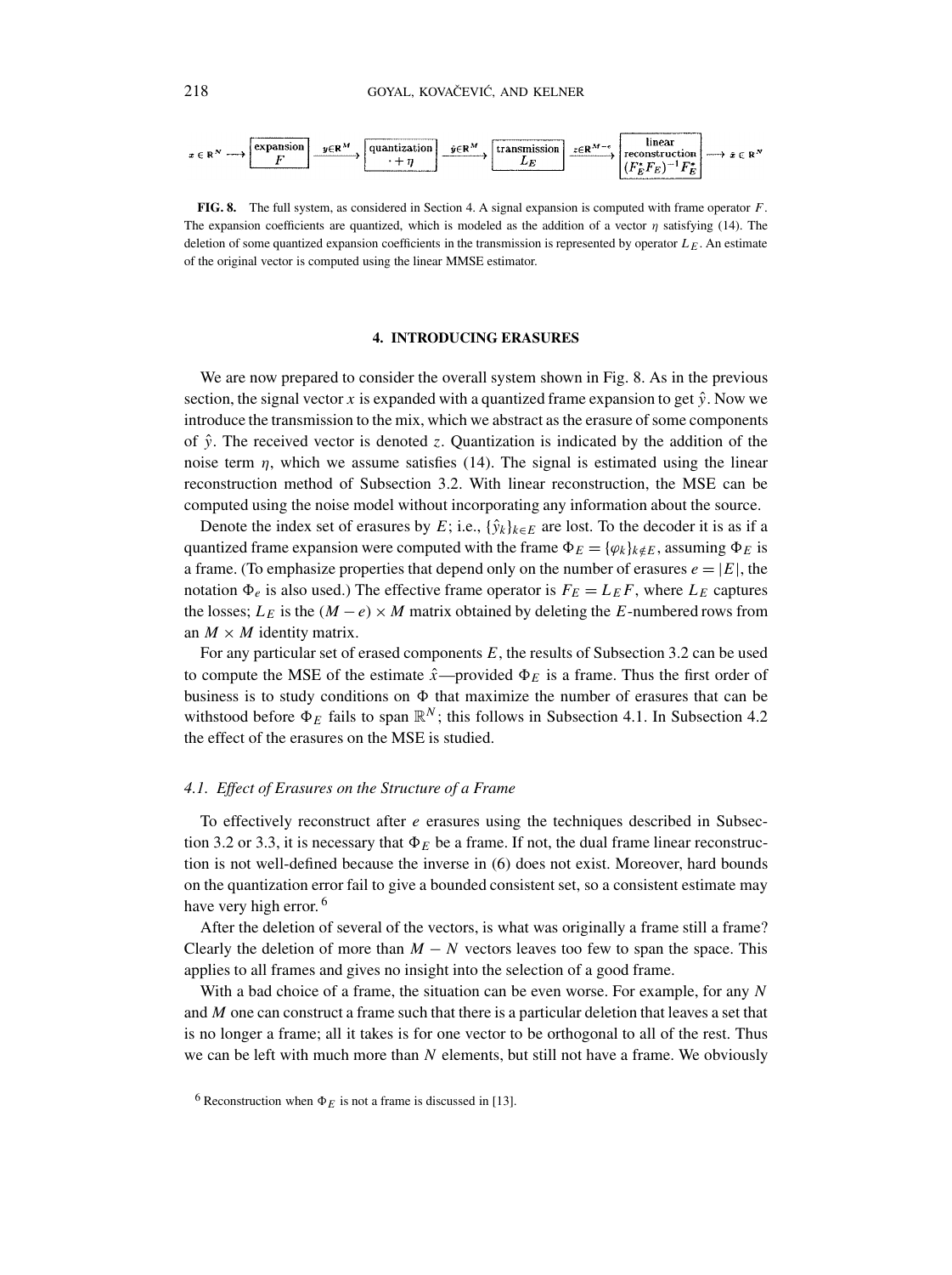$x \in \mathbb{R}^N \longrightarrow$ [expansion $F$] $\xrightarrow{y \in \mathbb{R}^M}$ [quantization $\cdot + \eta$] $\xrightarrow{\hat{y} \in \mathbb{R}^M}$ [transmission $L_E$] $\xrightarrow{z \in \mathbb{R}^{M-e}}$ [linear reconstruction $(F_E^* F_E)^{-1} F_E^*$] $\longrightarrow \hat{x} \in \mathbb{R}^N$

**FIG. 8.** The full system, as considered in Section 4. A signal expansion is computed with frame operator $F$. The expansion coefficients are quantized, which is modeled as the addition of a vector $\eta$ satisfying (14). The deletion of some quantized expansion coefficients in the transmission is represented by operator $L_E$. An estimate of the original vector is computed using the linear MMSE estimator.

## 4. INTRODUCING ERASURES

We are now prepared to consider the overall system shown in Fig. 8. As in the previous section, the signal vector $x$ is expanded with a quantized frame expansion to get $\hat{y}$. Now we introduce the transmission to the mix, which we abstract as the erasure of some components of $\hat{y}$. The received vector is denoted $z$. Quantization is indicated by the addition of the noise term $\eta$, which we assume satisfies (14). The signal is estimated using the linear reconstruction method of Subsection 3.2. With linear reconstruction, the MSE can be computed using the noise model without incorporating any information about the source.

Denote the index set of erasures by $E$; i.e., $\{\hat{y}_k\}_{k \in E}$ are lost. To the decoder it is as if a quantized frame expansion were computed with the frame $\Phi_E = \{\varphi_k\}_{k \notin E}$, assuming $\Phi_E$ is a frame. (To emphasize properties that depend only on the number of erasures $e = |E|$, the notation $\Phi_e$ is also used.) The effective frame operator is $F_E = L_E F$, where $L_E$ captures the losses; $L_E$ is the $(M - e) \times M$ matrix obtained by deleting the $E$-numbered rows from an $M \times M$ identity matrix.

For any particular set of erased components $E$, the results of Subsection 3.2 can be used to compute the MSE of the estimate $\hat{x}$—provided $\Phi_E$ is a frame. Thus the first order of business is to study conditions on $\Phi$ that maximize the number of erasures that can be withstood before $\Phi_E$ fails to span $\mathbb{R}^N$; this follows in Subsection 4.1. In Subsection 4.2 the effect of the erasures on the MSE is studied.

### 4.1. *Effect of Erasures on the Structure of a Frame*

To effectively reconstruct after $e$ erasures using the techniques described in Subsection 3.2 or 3.3, it is necessary that $\Phi_E$ be a frame. If not, the dual frame linear reconstruction is not well-defined because the inverse in (6) does not exist. Moreover, hard bounds on the quantization error fail to give a bounded consistent set, so a consistent estimate may have very high error. [6]

After the deletion of several of the vectors, is what was originally a frame still a frame? Clearly the deletion of more than $M - N$ vectors leaves too few to span the space. This applies to all frames and gives no insight into the selection of a good frame.

With a bad choice of a frame, the situation can be even worse. For example, for any $N$ and $M$ one can construct a frame such that there is a particular deletion that leaves a set that is no longer a frame; all it takes is for one vector to be orthogonal to all of the rest. Thus we can be left with much more than $N$ elements, but still not have a frame. We obviously

[6] Reconstruction when $\Phi_E$ is not a frame is discussed in [13].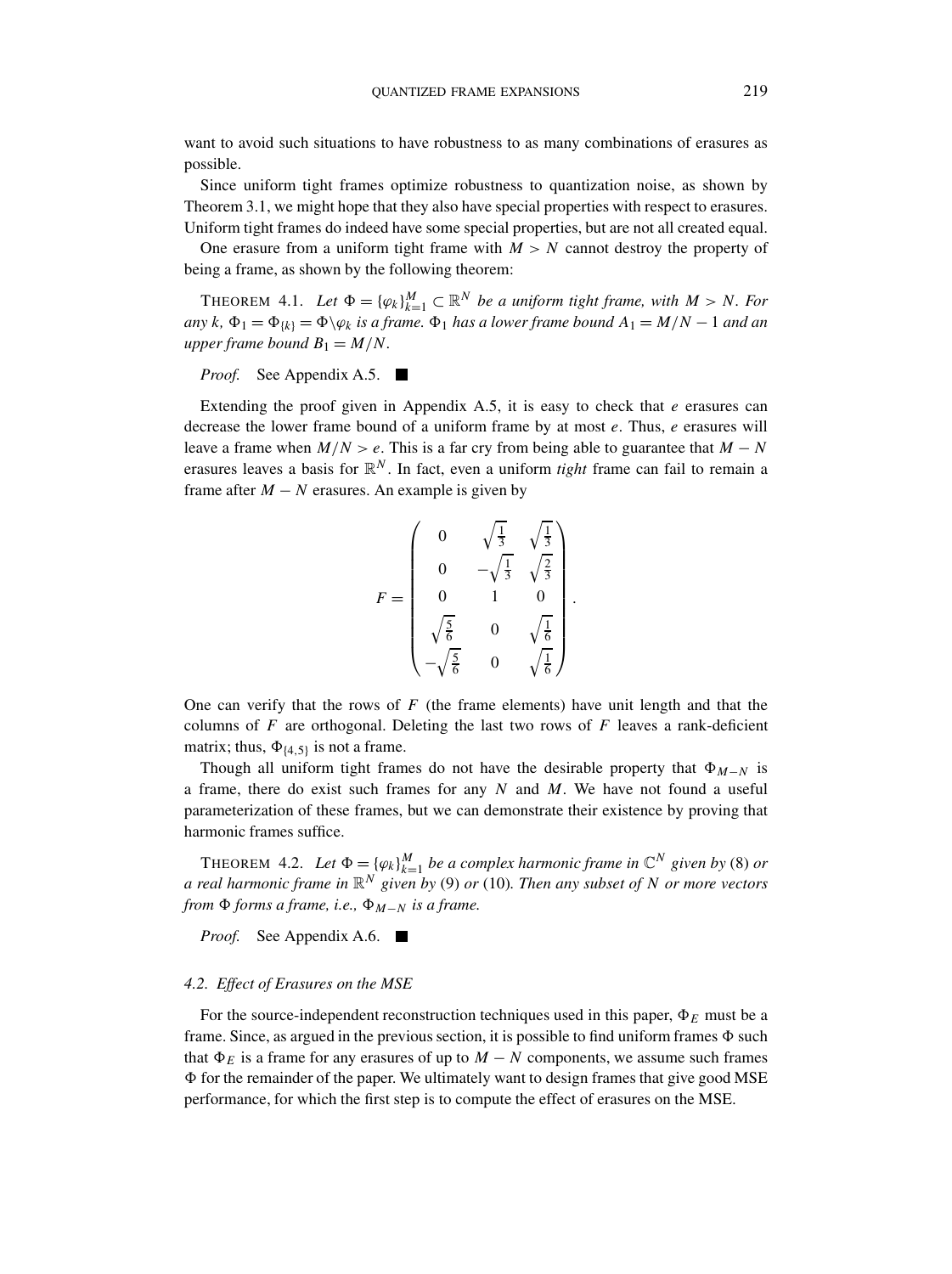want to avoid such situations to have robustness to as many combinations of erasures as possible.

Since uniform tight frames optimize robustness to quantization noise, as shown by Theorem 3.1, we might hope that they also have special properties with respect to erasures. Uniform tight frames do indeed have some special properties, but are not all created equal.

One erasure from a uniform tight frame with $M > N$ cannot destroy the property of being a frame, as shown by the following theorem:

THEOREM 4.1. *Let $\Phi = \{\varphi_k\}_{k=1}^{M} \subset \mathbb{R}^N$ be a uniform tight frame, with $M > N$. For any $k$, $\Phi_1 = \Phi_{\{k\}} = \Phi \backslash \varphi_k$ is a frame. $\Phi_1$ has a lower frame bound $A_1 = M/N - 1$ and an upper frame bound $B_1 = M/N$.*

*Proof.* See Appendix A.5. ■

Extending the proof given in Appendix A.5, it is easy to check that $e$ erasures can decrease the lower frame bound of a uniform frame by at most $e$. Thus, $e$ erasures will leave a frame when $M/N > e$. This is a far cry from being able to guarantee that $M - N$ erasures leaves a basis for $\mathbb{R}^N$. In fact, even a uniform *tight* frame can fail to remain a frame after $M - N$ erasures. An example is given by

$$F = \begin{pmatrix} 0 & \sqrt{\frac{1}{3}} & \sqrt{\frac{1}{3}} \\ 0 & -\sqrt{\frac{1}{3}} & \sqrt{\frac{2}{3}} \\ 0 & 1 & 0 \\ \sqrt{\frac{5}{6}} & 0 & \sqrt{\frac{1}{6}} \\ -\sqrt{\frac{5}{6}} & 0 & \sqrt{\frac{1}{6}} \end{pmatrix}.$$

One can verify that the rows of $F$ (the frame elements) have unit length and that the columns of $F$ are orthogonal. Deleting the last two rows of $F$ leaves a rank-deficient matrix; thus, $\Phi_{\{4,5\}}$ is not a frame.

Though all uniform tight frames do not have the desirable property that $\Phi_{M-N}$ is a frame, there do exist such frames for any $N$ and $M$. We have not found a useful parameterization of these frames, but we can demonstrate their existence by proving that harmonic frames suffice.

THEOREM 4.2. *Let $\Phi = \{\varphi_k\}_{k=1}^{M}$ be a complex harmonic frame in $\mathbb{C}^N$ given by* (8) *or a real harmonic frame in $\mathbb{R}^N$ given by* (9) *or* (10). *Then any subset of $N$ or more vectors from $\Phi$ forms a frame, i.e., $\Phi_{M-N}$ is a frame.*

*Proof.* See Appendix A.6. ■

### *4.2. Effect of Erasures on the MSE*

For the source-independent reconstruction techniques used in this paper, $\Phi_E$ must be a frame. Since, as argued in the previous section, it is possible to find uniform frames $\Phi$ such that $\Phi_E$ is a frame for any erasures of up to $M - N$ components, we assume such frames $\Phi$ for the remainder of the paper. We ultimately want to design frames that give good MSE performance, for which the first step is to compute the effect of erasures on the MSE.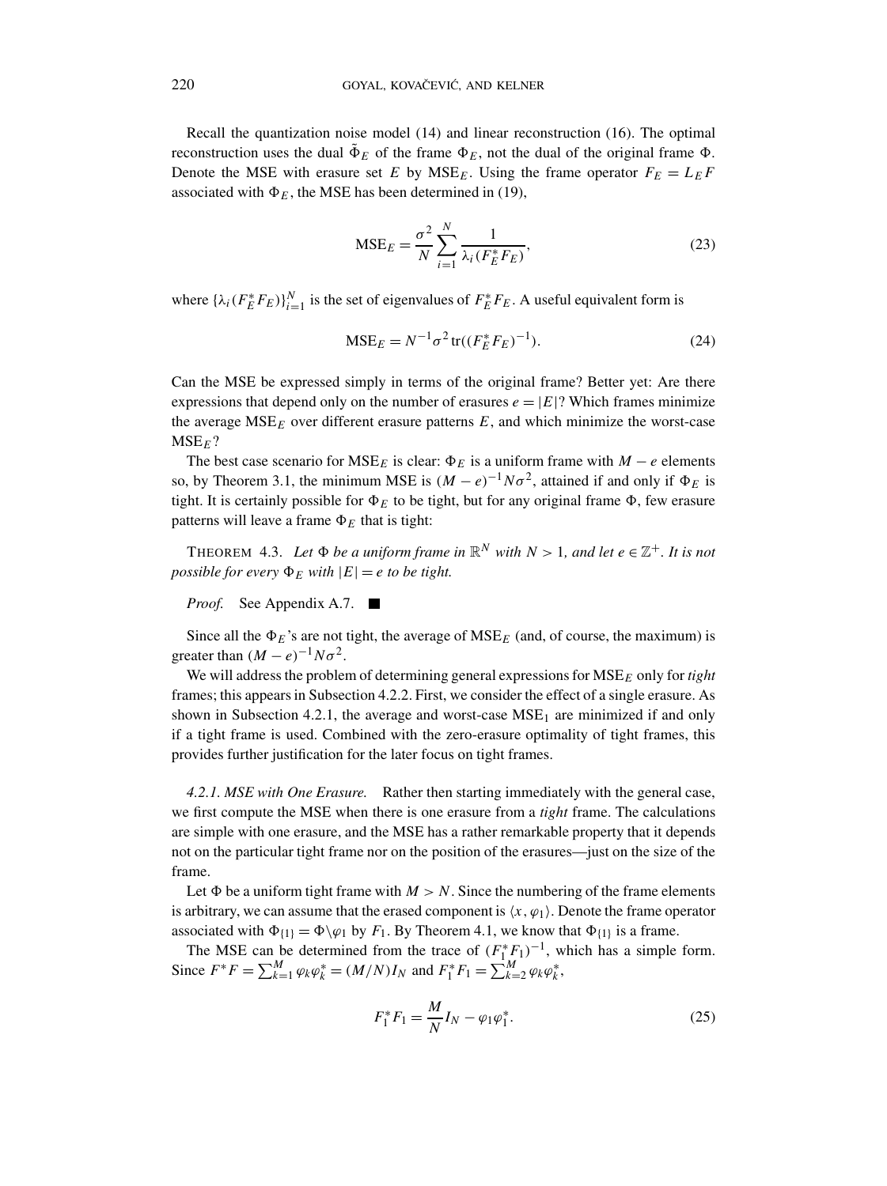Recall the quantization noise model (14) and linear reconstruction (16). The optimal reconstruction uses the dual $\tilde{\Phi}_E$ of the frame $\Phi_E$, not the dual of the original frame $\Phi$. Denote the MSE with erasure set $E$ by $\text{MSE}_E$. Using the frame operator $F_E = L_E F$ associated with $\Phi_E$, the MSE has been determined in (19),

$$\text{MSE}_E = \frac{\sigma^2}{N} \sum_{i=1}^{N} \frac{1}{\lambda_i(F_E^* F_E)}, \tag{23}$$

where $\{\lambda_i(F_E^* F_E)\}_{i=1}^N$ is the set of eigenvalues of $F_E^* F_E$. A useful equivalent form is

$$\text{MSE}_E = N^{-1} \sigma^2 \operatorname{tr}((F_E^* F_E)^{-1}). \tag{24}$$

Can the MSE be expressed simply in terms of the original frame? Better yet: Are there expressions that depend only on the number of erasures $e = |E|$? Which frames minimize the average $\text{MSE}_E$ over different erasure patterns $E$, and which minimize the worst-case $\text{MSE}_E$?

The best case scenario for $\text{MSE}_E$ is clear: $\Phi_E$ is a uniform frame with $M - e$ elements so, by Theorem 3.1, the minimum MSE is $(M-e)^{-1} N \sigma^2$, attained if and only if $\Phi_E$ is tight. It is certainly possible for $\Phi_E$ to be tight, but for any original frame $\Phi$, few erasure patterns will leave a frame $\Phi_E$ that is tight:

THEOREM 4.3. *Let $\Phi$ be a uniform frame in $\mathbb{R}^N$ with $N > 1$, and let $e \in \mathbb{Z}^+$. It is not possible for every $\Phi_E$ with $|E| = e$ to be tight.*

*Proof.* See Appendix A.7. ■

Since all the $\Phi_E$'s are not tight, the average of $\text{MSE}_E$ (and, of course, the maximum) is greater than $(M-e)^{-1} N \sigma^2$.

We will address the problem of determining general expressions for $\text{MSE}_E$ only for *tight* frames; this appears in Subsection 4.2.2. First, we consider the effect of a single erasure. As shown in Subsection 4.2.1, the average and worst-case $\text{MSE}_1$ are minimized if and only if a tight frame is used. Combined with the zero-erasure optimality of tight frames, this provides further justification for the later focus on tight frames.

*4.2.1. MSE with One Erasure.* Rather then starting immediately with the general case, we first compute the MSE when there is one erasure from a *tight* frame. The calculations are simple with one erasure, and the MSE has a rather remarkable property that it depends not on the particular tight frame nor on the position of the erasures—just on the size of the frame.

Let $\Phi$ be a uniform tight frame with $M > N$. Since the numbering of the frame elements is arbitrary, we can assume that the erased component is $\langle x, \varphi_1 \rangle$. Denote the frame operator associated with $\Phi_{\{1\}} = \Phi \backslash \varphi_1$ by $F_1$. By Theorem 4.1, we know that $\Phi_{\{1\}}$ is a frame.

The MSE can be determined from the trace of $(F_1^* F_1)^{-1}$, which has a simple form. Since $F^* F = \sum_{k=1}^{M} \varphi_k \varphi_k^* = (M/N) I_N$ and $F_1^* F_1 = \sum_{k=2}^{M} \varphi_k \varphi_k^*$,

$$F_1^* F_1 = \frac{M}{N} I_N - \varphi_1 \varphi_1^*. \tag{25}$$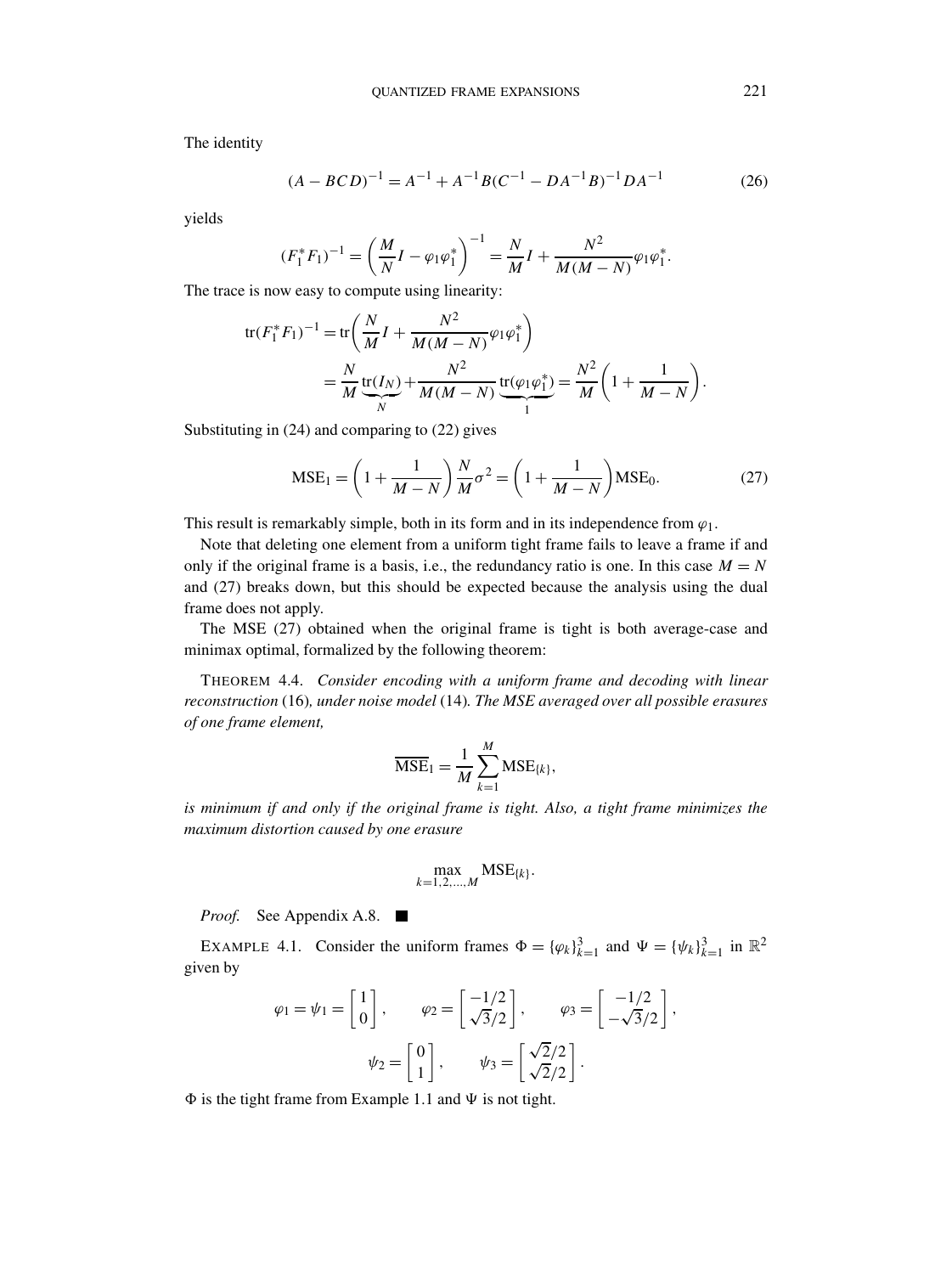The identity

$$(A - BCD)^{-1} = A^{-1} + A^{-1}B(C^{-1} - DA^{-1}B)^{-1}DA^{-1} \tag{26}$$

yields

$$(F_1^* F_1)^{-1} = \left(\frac{M}{N} I - \varphi_1 \varphi_1^*\right)^{-1} = \frac{N}{M} I + \frac{N^2}{M(M-N)} \varphi_1 \varphi_1^*.$$

The trace is now easy to compute using linearity:

$$\begin{aligned} \operatorname{tr}(F_1^* F_1)^{-1} &= \operatorname{tr}\left(\frac{N}{M} I + \frac{N^2}{M(M-N)} \varphi_1 \varphi_1^*\right) \\ &= \frac{N}{M} \underbrace{\operatorname{tr}(I_N)}_{N} + \frac{N^2}{M(M-N)} \underbrace{\operatorname{tr}(\varphi_1 \varphi_1^*)}_{1} = \frac{N^2}{M}\left(1 + \frac{1}{M-N}\right). \end{aligned}$$

Substituting in (24) and comparing to (22) gives

$$\mathrm{MSE}_1 = \left(1 + \frac{1}{M-N}\right) \frac{N}{M} \sigma^2 = \left(1 + \frac{1}{M-N}\right) \mathrm{MSE}_0. \tag{27}$$

This result is remarkably simple, both in its form and in its independence from $\varphi_1$.

Note that deleting one element from a uniform tight frame fails to leave a frame if and only if the original frame is a basis, i.e., the redundancy ratio is one. In this case $M = N$ and (27) breaks down, but this should be expected because the analysis using the dual frame does not apply.

The MSE (27) obtained when the original frame is tight is both average-case and minimax optimal, formalized by the following theorem:

THEOREM 4.4. *Consider encoding with a uniform frame and decoding with linear reconstruction* (16)*, under noise model* (14)*. The MSE averaged over all possible erasures of one frame element,*

$$\overline{\mathrm{MSE}}_1 = \frac{1}{M} \sum_{k=1}^{M} \mathrm{MSE}_{\{k\}},$$

*is minimum if and only if the original frame is tight. Also, a tight frame minimizes the maximum distortion caused by one erasure*

$$\max_{k=1,2,\ldots,M} \mathrm{MSE}_{\{k\}}.$$

*Proof.* See Appendix A.8. ■

EXAMPLE 4.1. Consider the uniform frames $\Phi = \{\varphi_k\}_{k=1}^3$ and $\Psi = \{\psi_k\}_{k=1}^3$ in $\mathbb{R}^2$ given by

$$\varphi_1 = \psi_1 = \begin{bmatrix} 1 \\ 0 \end{bmatrix}, \qquad \varphi_2 = \begin{bmatrix} -1/2 \\ \sqrt{3}/2 \end{bmatrix}, \qquad \varphi_3 = \begin{bmatrix} -1/2 \\ -\sqrt{3}/2 \end{bmatrix},$$

$$\psi_2 = \begin{bmatrix} 0 \\ 1 \end{bmatrix}, \qquad \psi_3 = \begin{bmatrix} \sqrt{2}/2 \\ \sqrt{2}/2 \end{bmatrix}.$$

$\Phi$ is the tight frame from Example 1.1 and $\Psi$ is not tight.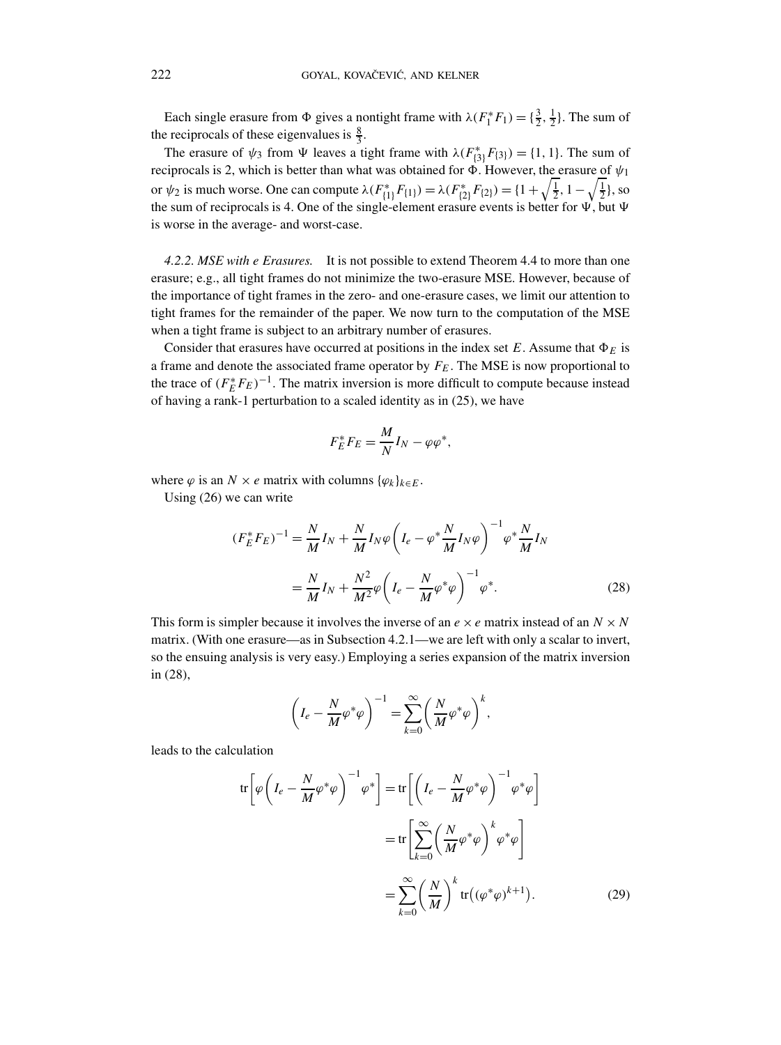Each single erasure from $\Phi$ gives a nontight frame with $\lambda(F_1^* F_1) = \{\frac{3}{2}, \frac{1}{2}\}$. The sum of the reciprocals of these eigenvalues is $\frac{8}{3}$.

The erasure of $\psi_3$ from $\Psi$ leaves a tight frame with $\lambda(F_{\{3\}}^* F_{\{3\}}) = \{1, 1\}$. The sum of reciprocals is 2, which is better than what was obtained for $\Phi$. However, the erasure of $\psi_1$ or $\psi_2$ is much worse. One can compute $\lambda(F_{\{1\}}^* F_{\{1\}}) = \lambda(F_{\{2\}}^* F_{\{2\}}) = \{1 + \sqrt{\frac{1}{2}}, 1 - \sqrt{\frac{1}{2}}\}$, so the sum of reciprocals is 4. One of the single-element erasure events is better for $\Psi$, but $\Psi$ is worse in the average- and worst-case.

*4.2.2. MSE with e Erasures.* It is not possible to extend Theorem 4.4 to more than one erasure; e.g., all tight frames do not minimize the two-erasure MSE. However, because of the importance of tight frames in the zero- and one-erasure cases, we limit our attention to tight frames for the remainder of the paper. We now turn to the computation of the MSE when a tight frame is subject to an arbitrary number of erasures.

Consider that erasures have occurred at positions in the index set $E$. Assume that $\Phi_E$ is a frame and denote the associated frame operator by $F_E$. The MSE is now proportional to the trace of $(F_E^* F_E)^{-1}$. The matrix inversion is more difficult to compute because instead of having a rank-1 perturbation to a scaled identity as in (25), we have

$$F_E^* F_E = \frac{M}{N} I_N - \varphi\varphi^*,$$

where $\varphi$ is an $N \times e$ matrix with columns $\{\varphi_k\}_{k \in E}$.

Using (26) we can write

$$\begin{aligned}(F_E^* F_E)^{-1} &= \frac{N}{M} I_N + \frac{N}{M} I_N \varphi \left( I_e - \varphi^* \frac{N}{M} I_N \varphi \right)^{-1} \varphi^* \frac{N}{M} I_N \\ &= \frac{N}{M} I_N + \frac{N^2}{M^2} \varphi \left( I_e - \frac{N}{M} \varphi^* \varphi \right)^{-1} \varphi^*. \end{aligned} \tag{28}$$

This form is simpler because it involves the inverse of an $e \times e$ matrix instead of an $N \times N$ matrix. (With one erasure—as in Subsection 4.2.1—we are left with only a scalar to invert, so the ensuing analysis is very easy.) Employing a series expansion of the matrix inversion in (28),

$$\left( I_e - \frac{N}{M} \varphi^* \varphi \right)^{-1} = \sum_{k=0}^{\infty} \left( \frac{N}{M} \varphi^* \varphi \right)^k,$$

leads to the calculation

$$\begin{aligned}\operatorname{tr}\left[ \varphi \left( I_e - \frac{N}{M} \varphi^* \varphi \right)^{-1} \varphi^* \right] &= \operatorname{tr}\left[ \left( I_e - \frac{N}{M} \varphi^* \varphi \right)^{-1} \varphi^* \varphi \right] \\ &= \operatorname{tr}\left[ \sum_{k=0}^{\infty} \left( \frac{N}{M} \varphi^* \varphi \right)^k \varphi^* \varphi \right] \\ &= \sum_{k=0}^{\infty} \left( \frac{N}{M} \right)^k \operatorname{tr}\left( (\varphi^* \varphi)^{k+1} \right). \end{aligned} \tag{29}$$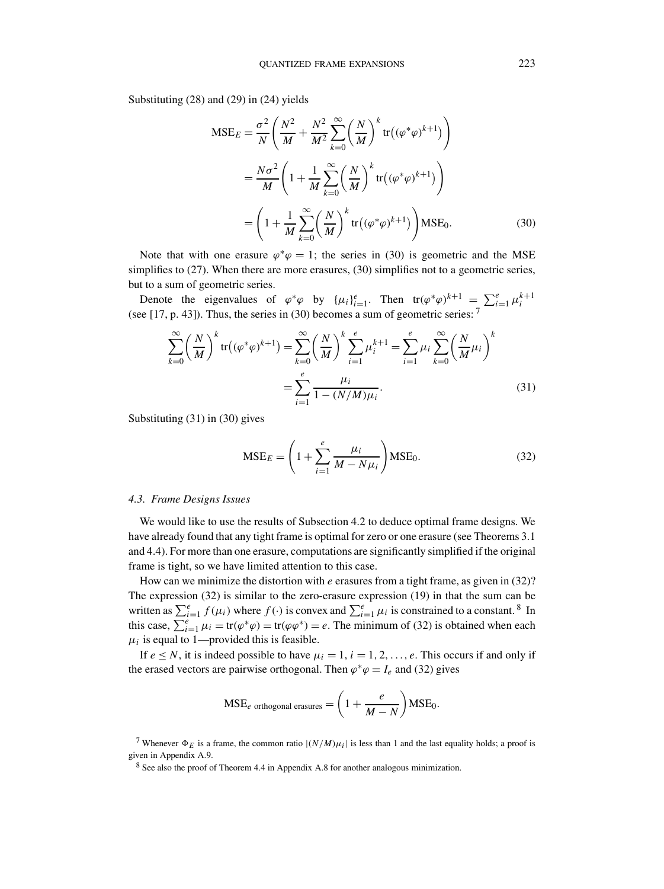Substituting (28) and (29) in (24) yields

$$\begin{aligned}
\mathrm{MSE}_E &= \frac{\sigma^2}{N}\left(\frac{N^2}{M} + \frac{N^2}{M^2}\sum_{k=0}^{\infty}\left(\frac{N}{M}\right)^k \mathrm{tr}\big((\varphi^*\varphi)^{k+1}\big)\right) \\
&= \frac{N\sigma^2}{M}\left(1 + \frac{1}{M}\sum_{k=0}^{\infty}\left(\frac{N}{M}\right)^k \mathrm{tr}\big((\varphi^*\varphi)^{k+1}\big)\right) \\
&= \left(1 + \frac{1}{M}\sum_{k=0}^{\infty}\left(\frac{N}{M}\right)^k \mathrm{tr}\big((\varphi^*\varphi)^{k+1}\big)\right)\mathrm{MSE}_0. \qquad (30)
\end{aligned}$$

Note that with one erasure $\varphi^*\varphi = 1$; the series in (30) is geometric and the MSE simplifies to (27). When there are more erasures, (30) simplifies not to a geometric series, but to a sum of geometric series.

Denote the eigenvalues of $\varphi^*\varphi$ by $\{\mu_i\}_{i=1}^{e}$. Then $\mathrm{tr}(\varphi^*\varphi)^{k+1} = \sum_{i=1}^{e}\mu_i^{k+1}$ (see [17, p. 43]). Thus, the series in (30) becomes a sum of geometric series: [7]

$$\begin{aligned}
\sum_{k=0}^{\infty}\left(\frac{N}{M}\right)^k \mathrm{tr}\big((\varphi^*\varphi)^{k+1}\big) &= \sum_{k=0}^{\infty}\left(\frac{N}{M}\right)^k \sum_{i=1}^{e}\mu_i^{k+1} = \sum_{i=1}^{e}\mu_i \sum_{k=0}^{\infty}\left(\frac{N}{M}\mu_i\right)^k \\
&= \sum_{i=1}^{e}\frac{\mu_i}{1-(N/M)\mu_i}. \qquad (31)
\end{aligned}$$

Substituting (31) in (30) gives

$$\mathrm{MSE}_E = \left(1 + \sum_{i=1}^{e}\frac{\mu_i}{M - N\mu_i}\right)\mathrm{MSE}_0. \qquad (32)$$

### *4.3. Frame Designs Issues*

We would like to use the results of Subsection 4.2 to deduce optimal frame designs. We have already found that any tight frame is optimal for zero or one erasure (see Theorems 3.1 and 4.4). For more than one erasure, computations are significantly simplified if the original frame is tight, so we have limited attention to this case.

How can we minimize the distortion with $e$ erasures from a tight frame, as given in (32)? The expression (32) is similar to the zero-erasure expression (19) in that the sum can be written as $\sum_{i=1}^{e} f(\mu_i)$ where $f(\cdot)$ is convex and $\sum_{i=1}^{e}\mu_i$ is constrained to a constant. [8] In this case, $\sum_{i=1}^{e}\mu_i = \mathrm{tr}(\varphi^*\varphi) = \mathrm{tr}(\varphi\varphi^*) = e$. The minimum of (32) is obtained when each $\mu_i$ is equal to 1—provided this is feasible.

If $e \leq N$, it is indeed possible to have $\mu_i = 1$, $i = 1, 2, \ldots, e$. This occurs if and only if the erased vectors are pairwise orthogonal. Then $\varphi^*\varphi = I_e$ and (32) gives

$$\mathrm{MSE}_{e\ \text{orthogonal erasures}} = \left(1 + \frac{e}{M-N}\right)\mathrm{MSE}_0.$$

[7] Whenever $\Phi_E$ is a frame, the common ratio $|(N/M)\mu_i|$ is less than 1 and the last equality holds; a proof is given in Appendix A.9.

[8] See also the proof of Theorem 4.4 in Appendix A.8 for another analogous minimization.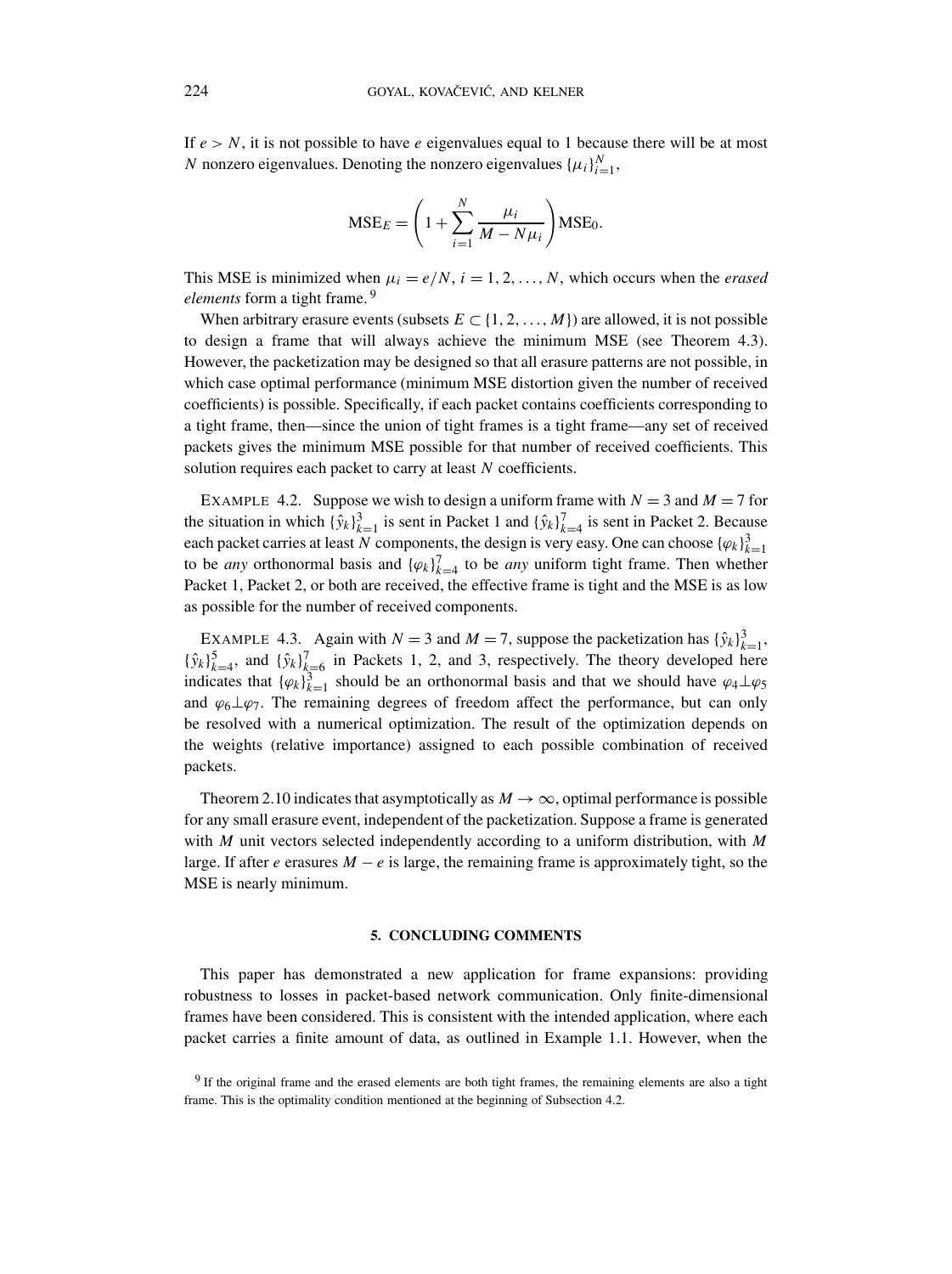If $e > N$, it is not possible to have $e$ eigenvalues equal to 1 because there will be at most $N$ nonzero eigenvalues. Denoting the nonzero eigenvalues $\{\mu_i\}_{i=1}^{N}$,

$$\text{MSE}_E = \left(1 + \sum_{i=1}^{N} \frac{\mu_i}{M - N\mu_i}\right)\text{MSE}_0.$$

This MSE is minimized when $\mu_i = e/N$, $i = 1, 2, \ldots, N$, which occurs when the *erased elements* form a tight frame.[9]

When arbitrary erasure events (subsets $E \subset \{1, 2, \ldots, M\}$) are allowed, it is not possible to design a frame that will always achieve the minimum MSE (see Theorem 4.3). However, the packetization may be designed so that all erasure patterns are not possible, in which case optimal performance (minimum MSE distortion given the number of received coefficients) is possible. Specifically, if each packet contains coefficients corresponding to a tight frame, then—since the union of tight frames is a tight frame—any set of received packets gives the minimum MSE possible for that number of received coefficients. This solution requires each packet to carry at least $N$ coefficients.

EXAMPLE 4.2. Suppose we wish to design a uniform frame with $N = 3$ and $M = 7$ for the situation in which $\{\hat{y}_k\}_{k=1}^{3}$ is sent in Packet 1 and $\{\hat{y}_k\}_{k=4}^{7}$ is sent in Packet 2. Because each packet carries at least $N$ components, the design is very easy. One can choose $\{\varphi_k\}_{k=1}^{3}$ to be *any* orthonormal basis and $\{\varphi_k\}_{k=4}^{7}$ to be *any* uniform tight frame. Then whether Packet 1, Packet 2, or both are received, the effective frame is tight and the MSE is as low as possible for the number of received components.

EXAMPLE 4.3. Again with $N = 3$ and $M = 7$, suppose the packetization has $\{\hat{y}_k\}_{k=1}^{3}$, $\{\hat{y}_k\}_{k=4}^{5}$, and $\{\hat{y}_k\}_{k=6}^{7}$ in Packets 1, 2, and 3, respectively. The theory developed here indicates that $\{\varphi_k\}_{k=1}^{3}$ should be an orthonormal basis and that we should have $\varphi_4 \perp \varphi_5$ and $\varphi_6 \perp \varphi_7$. The remaining degrees of freedom affect the performance, but can only be resolved with a numerical optimization. The result of the optimization depends on the weights (relative importance) assigned to each possible combination of received packets.

Theorem 2.10 indicates that asymptotically as $M \to \infty$, optimal performance is possible for any small erasure event, independent of the packetization. Suppose a frame is generated with $M$ unit vectors selected independently according to a uniform distribution, with $M$ large. If after $e$ erasures $M - e$ is large, the remaining frame is approximately tight, so the MSE is nearly minimum.

## 5. CONCLUDING COMMENTS

This paper has demonstrated a new application for frame expansions: providing robustness to losses in packet-based network communication. Only finite-dimensional frames have been considered. This is consistent with the intended application, where each packet carries a finite amount of data, as outlined in Example 1.1. However, when the

[9] If the original frame and the erased elements are both tight frames, the remaining elements are also a tight frame. This is the optimality condition mentioned at the beginning of Subsection 4.2.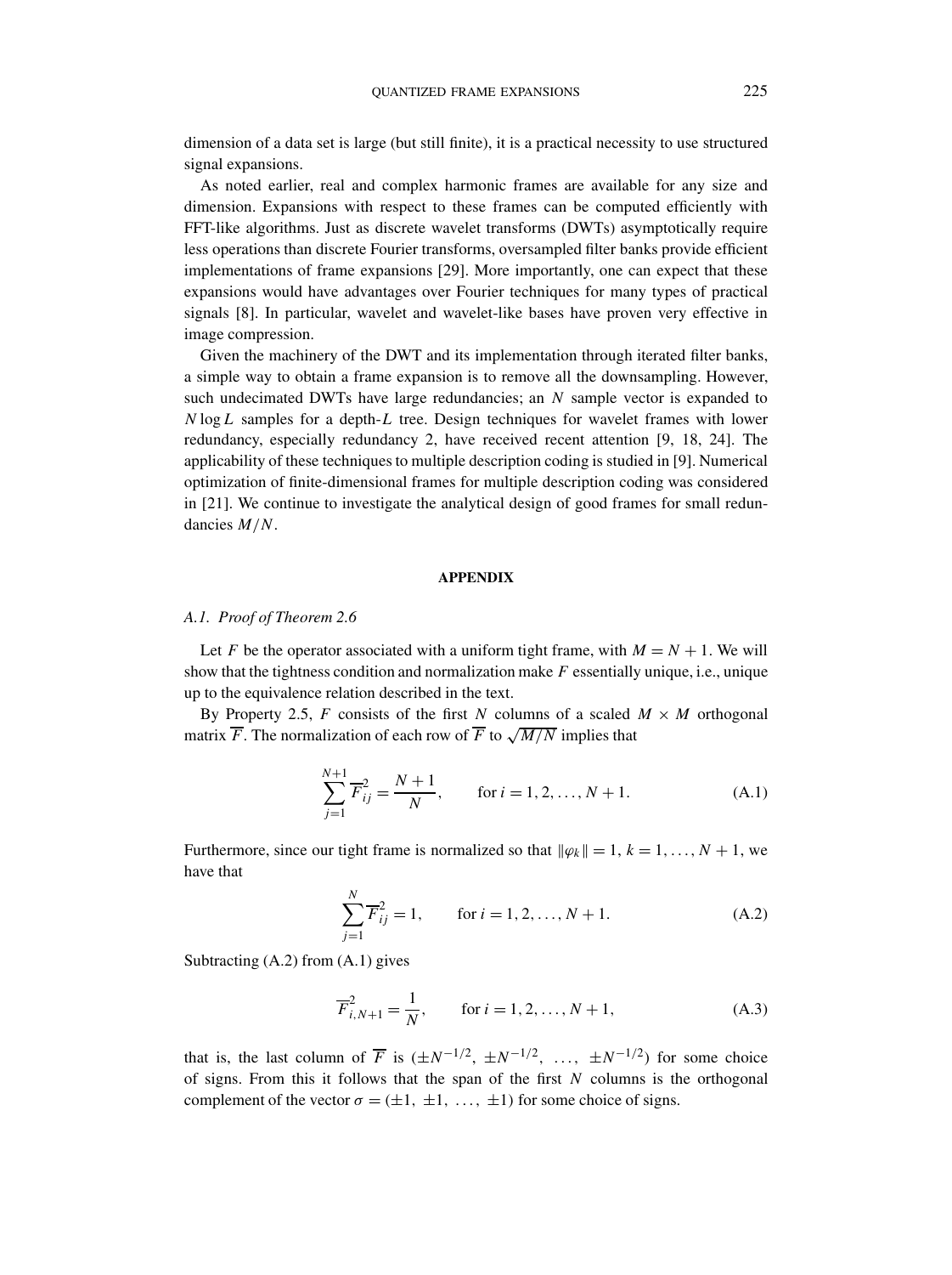dimension of a data set is large (but still finite), it is a practical necessity to use structured signal expansions.

As noted earlier, real and complex harmonic frames are available for any size and dimension. Expansions with respect to these frames can be computed efficiently with FFT-like algorithms. Just as discrete wavelet transforms (DWTs) asymptotically require less operations than discrete Fourier transforms, oversampled filter banks provide efficient implementations of frame expansions [29]. More importantly, one can expect that these expansions would have advantages over Fourier techniques for many types of practical signals [8]. In particular, wavelet and wavelet-like bases have proven very effective in image compression.

Given the machinery of the DWT and its implementation through iterated filter banks, a simple way to obtain a frame expansion is to remove all the downsampling. However, such undecimated DWTs have large redundancies; an $N$ sample vector is expanded to $N \log L$ samples for a depth-$L$ tree. Design techniques for wavelet frames with lower redundancy, especially redundancy 2, have received recent attention [9, 18, 24]. The applicability of these techniques to multiple description coding is studied in [9]. Numerical optimization of finite-dimensional frames for multiple description coding was considered in [21]. We continue to investigate the analytical design of good frames for small redundancies $M/N$.

## APPENDIX

### *A.1. Proof of Theorem 2.6*

Let $F$ be the operator associated with a uniform tight frame, with $M = N + 1$. We will show that the tightness condition and normalization make $F$ essentially unique, i.e., unique up to the equivalence relation described in the text.

By Property 2.5, $F$ consists of the first $N$ columns of a scaled $M \times M$ orthogonal matrix $\overline{F}$. The normalization of each row of $\overline{F}$ to $\sqrt{M/N}$ implies that

$$\sum_{j=1}^{N+1} \overline{F}_{ij}^2 = \frac{N+1}{N}, \qquad \text{for } i = 1, 2, \ldots, N+1. \tag{A.1}$$

Furthermore, since our tight frame is normalized so that $\|\varphi_k\| = 1$, $k = 1, \ldots, N+1$, we have that

$$\sum_{j=1}^{N} \overline{F}_{ij}^2 = 1, \qquad \text{for } i = 1, 2, \ldots, N+1. \tag{A.2}$$

Subtracting (A.2) from (A.1) gives

$$\overline{F}_{i,N+1}^2 = \frac{1}{N}, \qquad \text{for } i = 1, 2, \ldots, N+1, \tag{A.3}$$

that is, the last column of $\overline{F}$ is $(\pm N^{-1/2},\ \pm N^{-1/2},\ \ldots,\ \pm N^{-1/2})$ for some choice of signs. From this it follows that the span of the first $N$ columns is the orthogonal complement of the vector $\sigma = (\pm 1,\ \pm 1,\ \ldots,\ \pm 1)$ for some choice of signs.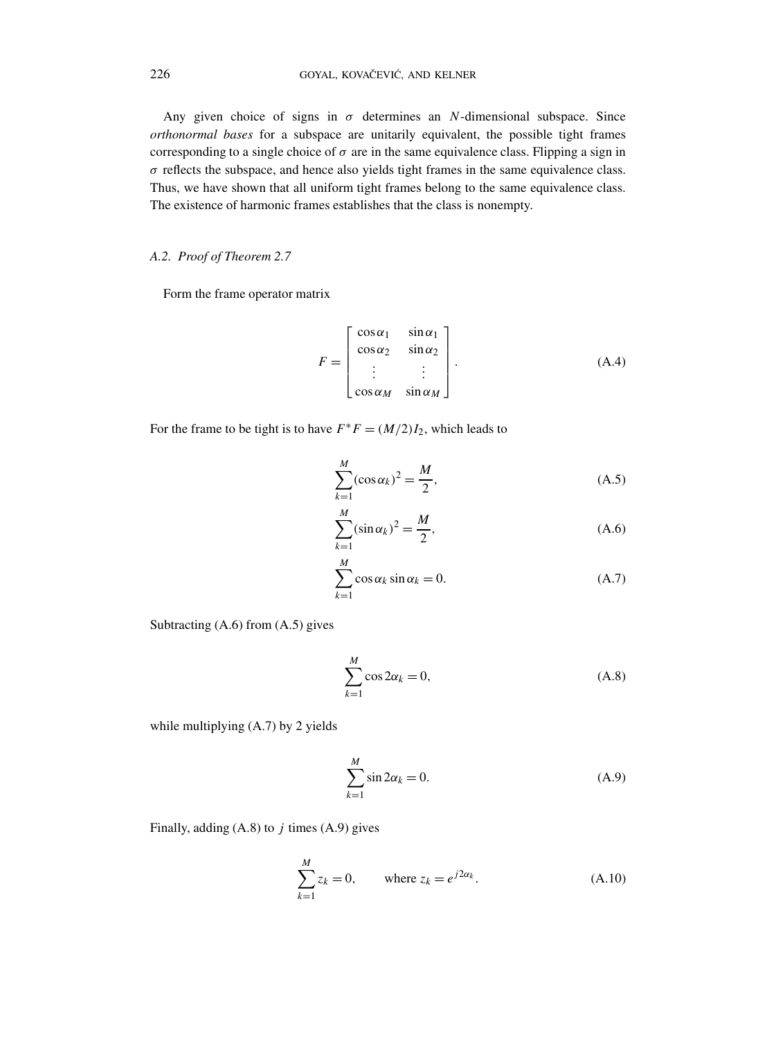Any given choice of signs in $\sigma$ determines an $N$-dimensional subspace. Since *orthonormal bases* for a subspace are unitarily equivalent, the possible tight frames corresponding to a single choice of $\sigma$ are in the same equivalence class. Flipping a sign in $\sigma$ reflects the subspace, and hence also yields tight frames in the same equivalence class. Thus, we have shown that all uniform tight frames belong to the same equivalence class. The existence of harmonic frames establishes that the class is nonempty.

### A.2. *Proof of Theorem 2.7*

Form the frame operator matrix

$$F = \begin{bmatrix} \cos\alpha_1 & \sin\alpha_1 \\ \cos\alpha_2 & \sin\alpha_2 \\ \vdots & \vdots \\ \cos\alpha_M & \sin\alpha_M \end{bmatrix}. \tag{A.4}$$

For the frame to be tight is to have $F^*F = (M/2)I_2$, which leads to

$$\sum_{k=1}^{M} (\cos\alpha_k)^2 = \frac{M}{2}, \tag{A.5}$$

$$\sum_{k=1}^{M} (\sin\alpha_k)^2 = \frac{M}{2}, \tag{A.6}$$

$$\sum_{k=1}^{M} \cos\alpha_k \sin\alpha_k = 0. \tag{A.7}$$

Subtracting (A.6) from (A.5) gives

$$\sum_{k=1}^{M} \cos 2\alpha_k = 0, \tag{A.8}$$

while multiplying (A.7) by 2 yields

$$\sum_{k=1}^{M} \sin 2\alpha_k = 0. \tag{A.9}$$

Finally, adding (A.8) to $j$ times (A.9) gives

$$\sum_{k=1}^{M} z_k = 0, \qquad \text{where } z_k = e^{j2\alpha_k}. \tag{A.10}$$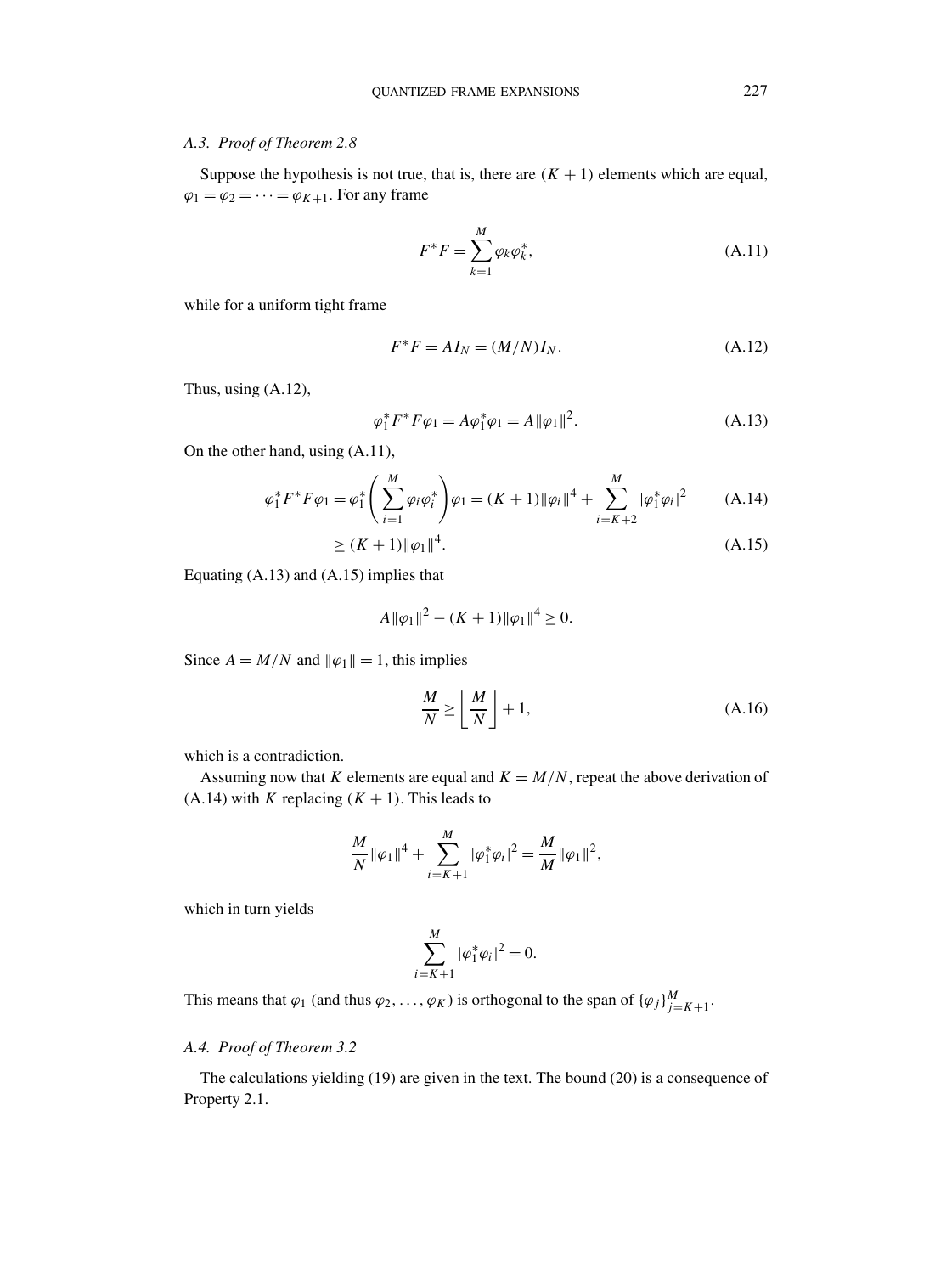### A.3. Proof of Theorem 2.8

Suppose the hypothesis is not true, that is, there are $(K+1)$ elements which are equal, $\varphi_1 = \varphi_2 = \cdots = \varphi_{K+1}$. For any frame

$$F^* F = \sum_{k=1}^{M} \varphi_k \varphi_k^*, \tag{A.11}$$

while for a uniform tight frame

$$F^* F = A I_N = (M/N) I_N. \tag{A.12}$$

Thus, using (A.12),

$$\varphi_1^* F^* F \varphi_1 = A \varphi_1^* \varphi_1 = A \|\varphi_1\|^2. \tag{A.13}$$

On the other hand, using (A.11),

$$\varphi_1^* F^* F \varphi_1 = \varphi_1^* \left( \sum_{i=1}^{M} \varphi_i \varphi_i^* \right) \varphi_1 = (K+1) \|\varphi_i\|^4 + \sum_{i=K+2}^{M} |\varphi_1^* \varphi_i|^2 \tag{A.14}$$

$$\geq (K+1) \|\varphi_1\|^4. \tag{A.15}$$

Equating (A.13) and (A.15) implies that

$$A \|\varphi_1\|^2 - (K+1) \|\varphi_1\|^4 \geq 0.$$

Since $A = M/N$ and $\|\varphi_1\| = 1$, this implies

$$\frac{M}{N} \geq \left\lfloor \frac{M}{N} \right\rfloor + 1, \tag{A.16}$$

which is a contradiction.

Assuming now that $K$ elements are equal and $K = M/N$, repeat the above derivation of (A.14) with $K$ replacing $(K+1)$. This leads to

$$\frac{M}{N} \|\varphi_1\|^4 + \sum_{i=K+1}^{M} |\varphi_1^* \varphi_i|^2 = \frac{M}{M} \|\varphi_1\|^2,$$

which in turn yields

$$\sum_{i=K+1}^{M} |\varphi_1^* \varphi_i|^2 = 0.$$

This means that $\varphi_1$ (and thus $\varphi_2, \ldots, \varphi_K$) is orthogonal to the span of $\{\varphi_j\}_{j=K+1}^{M}$.

### A.4. Proof of Theorem 3.2

The calculations yielding (19) are given in the text. The bound (20) is a consequence of Property 2.1.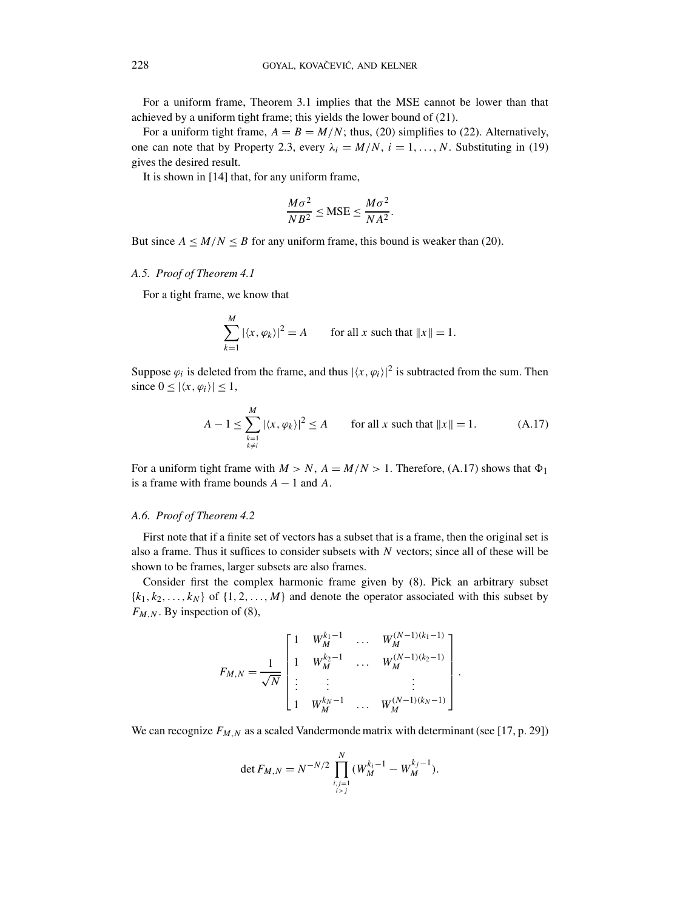For a uniform frame, Theorem 3.1 implies that the MSE cannot be lower than that achieved by a uniform tight frame; this yields the lower bound of (21).

For a uniform tight frame, $A = B = M/N$; thus, (20) simplifies to (22). Alternatively, one can note that by Property 2.3, every $\lambda_i = M/N$, $i = 1, \ldots, N$. Substituting in (19) gives the desired result.

It is shown in [14] that, for any uniform frame,

$$\frac{M\sigma^2}{NB^2} \leq \text{MSE} \leq \frac{M\sigma^2}{NA^2}.$$

But since $A \leq M/N \leq B$ for any uniform frame, this bound is weaker than (20).

### A.5. Proof of Theorem 4.1

For a tight frame, we know that

$$\sum_{k=1}^{M} |\langle x, \varphi_k \rangle|^2 = A \qquad \text{for all } x \text{ such that } \|x\| = 1.$$

Suppose $\varphi_i$ is deleted from the frame, and thus $|\langle x, \varphi_i \rangle|^2$ is subtracted from the sum. Then since $0 \leq |\langle x, \varphi_i \rangle| \leq 1$,

$$A - 1 \leq \sum_{\substack{k=1 \\ k \neq i}}^{M} |\langle x, \varphi_k \rangle|^2 \leq A \qquad \text{for all } x \text{ such that } \|x\| = 1. \tag{A.17}$$

For a uniform tight frame with $M > N$, $A = M/N > 1$. Therefore, (A.17) shows that $\Phi_1$ is a frame with frame bounds $A - 1$ and $A$.

### A.6. Proof of Theorem 4.2

First note that if a finite set of vectors has a subset that is a frame, then the original set is also a frame. Thus it suffices to consider subsets with $N$ vectors; since all of these will be shown to be frames, larger subsets are also frames.

Consider first the complex harmonic frame given by (8). Pick an arbitrary subset $\{k_1, k_2, \ldots, k_N\}$ of $\{1, 2, \ldots, M\}$ and denote the operator associated with this subset by $F_{M,N}$. By inspection of (8),

$$F_{M,N} = \frac{1}{\sqrt{N}} \begin{bmatrix} 1 & W_M^{k_1-1} & \ldots & W_M^{(N-1)(k_1-1)} \\ 1 & W_M^{k_2-1} & \ldots & W_M^{(N-1)(k_2-1)} \\ \vdots & \vdots & & \vdots \\ 1 & W_M^{k_N-1} & \ldots & W_M^{(N-1)(k_N-1)} \end{bmatrix}.$$

We can recognize $F_{M,N}$ as a scaled Vandermonde matrix with determinant (see [17, p. 29])

$$\det F_{M,N} = N^{-N/2} \prod_{\substack{i,j=1 \\ i>j}}^{N} (W_M^{k_i-1} - W_M^{k_j-1}).$$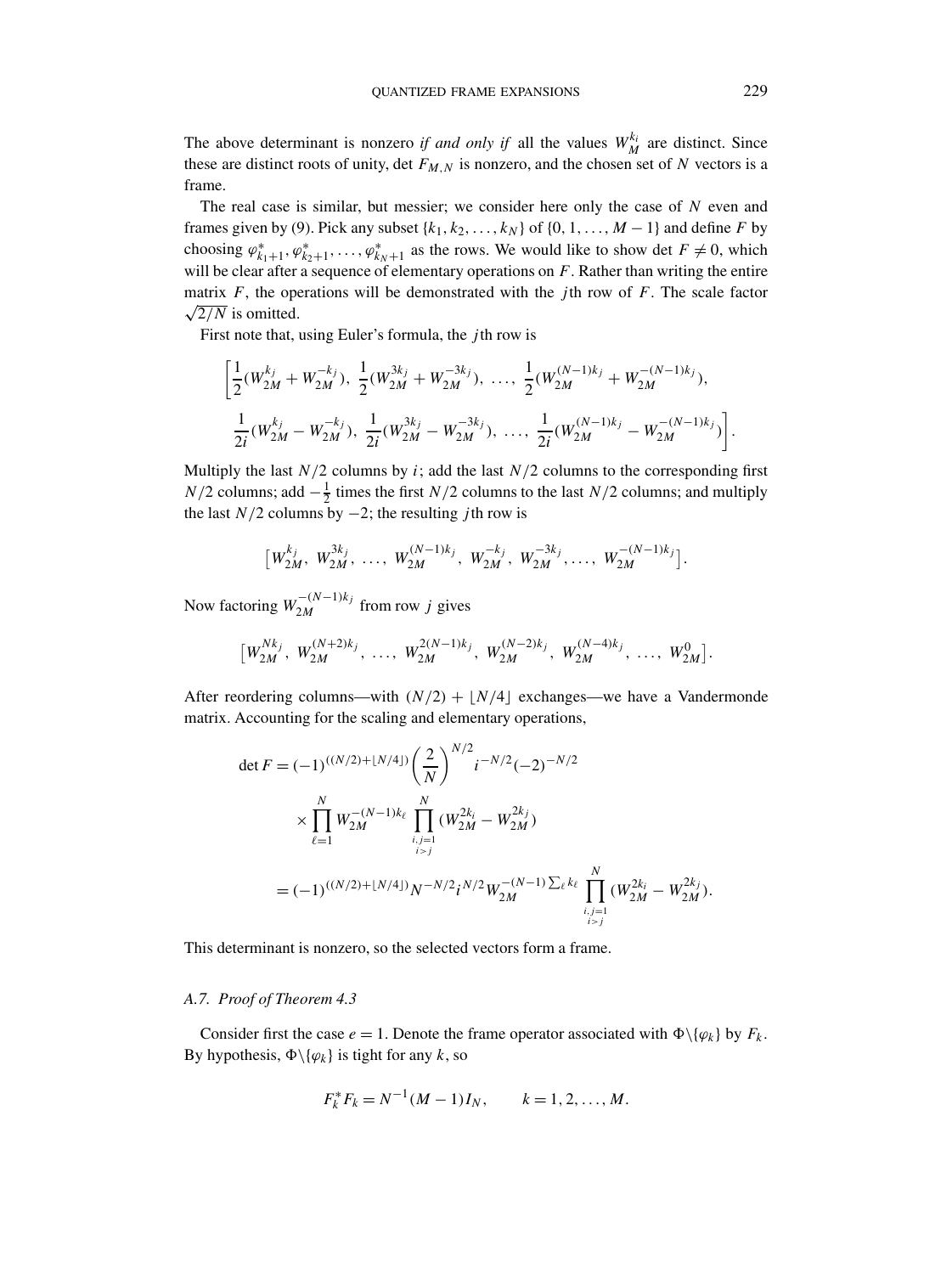The above determinant is nonzero *if and only if* all the values $W_M^{k_i}$ are distinct. Since these are distinct roots of unity, $\det F_{M,N}$ is nonzero, and the chosen set of $N$ vectors is a frame.

The real case is similar, but messier; we consider here only the case of $N$ even and frames given by (9). Pick any subset $\{k_1, k_2, \ldots, k_N\}$ of $\{0, 1, \ldots, M-1\}$ and define $F$ by choosing $\varphi_{k_1+1}^*, \varphi_{k_2+1}^*, \ldots, \varphi_{k_N+1}^*$ as the rows. We would like to show $\det F \neq 0$, which will be clear after a sequence of elementary operations on $F$. Rather than writing the entire matrix $F$, the operations will be demonstrated with the $j$th row of $F$. The scale factor $\sqrt{2/N}$ is omitted.

First note that, using Euler's formula, the $j$th row is

$$\left[\frac{1}{2}(W_{2M}^{k_j} + W_{2M}^{-k_j}),\ \frac{1}{2}(W_{2M}^{3k_j} + W_{2M}^{-3k_j}),\ \ldots,\ \frac{1}{2}(W_{2M}^{(N-1)k_j} + W_{2M}^{-(N-1)k_j}),\right.$$
$$\left.\frac{1}{2i}(W_{2M}^{k_j} - W_{2M}^{-k_j}),\ \frac{1}{2i}(W_{2M}^{3k_j} - W_{2M}^{-3k_j}),\ \ldots,\ \frac{1}{2i}(W_{2M}^{(N-1)k_j} - W_{2M}^{-(N-1)k_j})\right].$$

Multiply the last $N/2$ columns by $i$; add the last $N/2$ columns to the corresponding first $N/2$ columns; add $-\frac{1}{2}$ times the first $N/2$ columns to the last $N/2$ columns; and multiply the last $N/2$ columns by $-2$; the resulting $j$th row is

$$\left[W_{2M}^{k_j},\ W_{2M}^{3k_j},\ \ldots,\ W_{2M}^{(N-1)k_j},\ W_{2M}^{-k_j},\ W_{2M}^{-3k_j}, \ldots,\ W_{2M}^{-(N-1)k_j}\right].$$

Now factoring $W_{2M}^{-(N-1)k_j}$ from row $j$ gives

$$\left[W_{2M}^{Nk_j},\ W_{2M}^{(N+2)k_j},\ \ldots,\ W_{2M}^{2(N-1)k_j},\ W_{2M}^{(N-2)k_j},\ W_{2M}^{(N-4)k_j},\ \ldots,\ W_{2M}^{0}\right].$$

After reordering columns—with $(N/2) + \lfloor N/4 \rfloor$ exchanges—we have a Vandermonde matrix. Accounting for the scaling and elementary operations,

$$\begin{aligned}
\det F &= (-1)^{((N/2)+\lfloor N/4 \rfloor)} \left(\frac{2}{N}\right)^{N/2} i^{-N/2} (-2)^{-N/2} \\
&\quad \times \prod_{\ell=1}^{N} W_{2M}^{-(N-1)k_\ell} \prod_{\substack{i,j=1 \\ i>j}}^{N} (W_{2M}^{2k_i} - W_{2M}^{2k_j}) \\
&= (-1)^{((N/2)+\lfloor N/4 \rfloor)} N^{-N/2} i^{N/2} W_{2M}^{-(N-1)\sum_\ell k_\ell} \prod_{\substack{i,j=1 \\ i>j}}^{N} (W_{2M}^{2k_i} - W_{2M}^{2k_j}).
\end{aligned}$$

This determinant is nonzero, so the selected vectors form a frame.

### A.7. *Proof of Theorem 4.3*

Consider first the case $e = 1$. Denote the frame operator associated with $\Phi \backslash \{\varphi_k\}$ by $F_k$. By hypothesis, $\Phi \backslash \{\varphi_k\}$ is tight for any $k$, so

$$F_k^* F_k = N^{-1}(M-1) I_N, \qquad k = 1, 2, \ldots, M.$$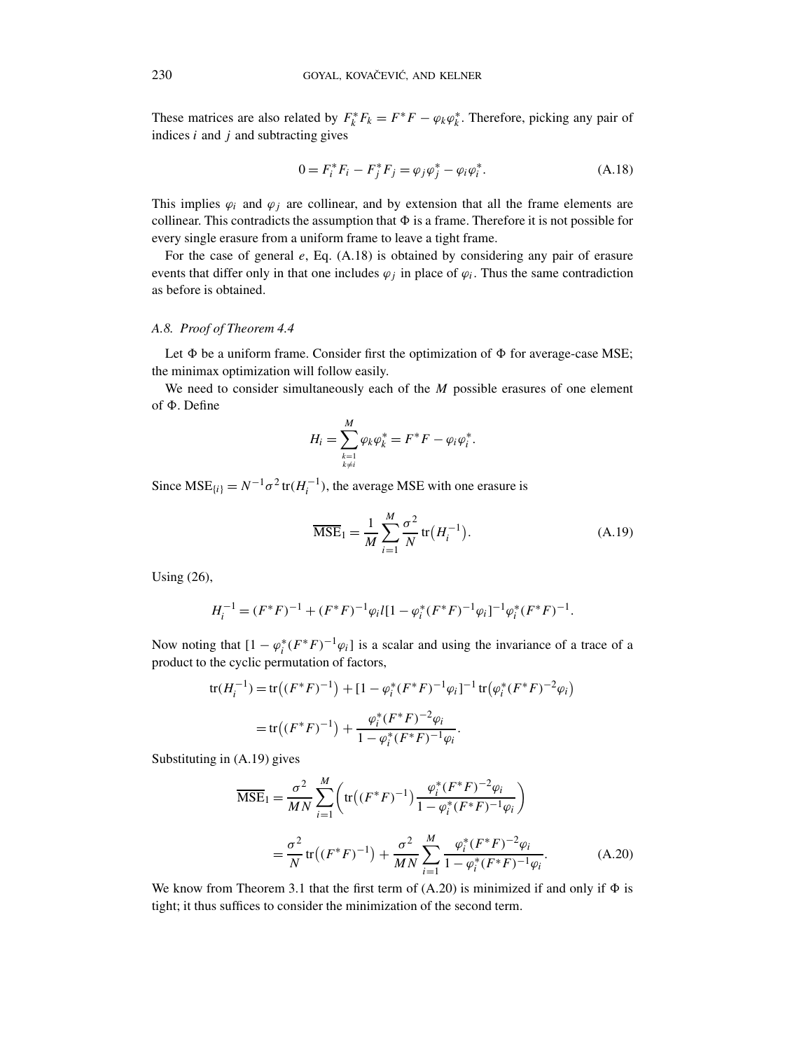These matrices are also related by $F_k^* F_k = F^* F - \varphi_k \varphi_k^*$. Therefore, picking any pair of indices $i$ and $j$ and subtracting gives

$$0 = F_i^* F_i - F_j^* F_j = \varphi_j \varphi_j^* - \varphi_i \varphi_i^*. \tag{A.18}$$

This implies $\varphi_i$ and $\varphi_j$ are collinear, and by extension that all the frame elements are collinear. This contradicts the assumption that $\Phi$ is a frame. Therefore it is not possible for every single erasure from a uniform frame to leave a tight frame.

For the case of general $e$, Eq. (A.18) is obtained by considering any pair of erasure events that differ only in that one includes $\varphi_j$ in place of $\varphi_i$. Thus the same contradiction as before is obtained.

### *A.8. Proof of Theorem 4.4*

Let $\Phi$ be a uniform frame. Consider first the optimization of $\Phi$ for average-case MSE; the minimax optimization will follow easily.

We need to consider simultaneously each of the $M$ possible erasures of one element of $\Phi$. Define

$$H_i = \sum_{\substack{k=1 \\ k \neq i}}^{M} \varphi_k \varphi_k^* = F^* F - \varphi_i \varphi_i^*.$$

Since $\mathrm{MSE}_{\{i\}} = N^{-1} \sigma^2 \operatorname{tr}(H_i^{-1})$, the average MSE with one erasure is

$$\overline{\mathrm{MSE}}_1 = \frac{1}{M} \sum_{i=1}^{M} \frac{\sigma^2}{N} \operatorname{tr}\bigl(H_i^{-1}\bigr). \tag{A.19}$$

Using (26),

$$H_i^{-1} = (F^* F)^{-1} + (F^* F)^{-1} \varphi_i I [1 - \varphi_i^* (F^* F)^{-1} \varphi_i]^{-1} \varphi_i^* (F^* F)^{-1}.$$

Now noting that $[1 - \varphi_i^* (F^* F)^{-1} \varphi_i]$ is a scalar and using the invariance of a trace of a product to the cyclic permutation of factors,

$$\begin{aligned}
\operatorname{tr}(H_i^{-1}) &= \operatorname{tr}\bigl((F^* F)^{-1}\bigr) + [1 - \varphi_i^* (F^* F)^{-1} \varphi_i]^{-1} \operatorname{tr}\bigl(\varphi_i^* (F^* F)^{-2} \varphi_i\bigr) \\
&= \operatorname{tr}\bigl((F^* F)^{-1}\bigr) + \frac{\varphi_i^* (F^* F)^{-2} \varphi_i}{1 - \varphi_i^* (F^* F)^{-1} \varphi_i}.
\end{aligned}$$

Substituting in (A.19) gives

$$\begin{aligned}
\overline{\mathrm{MSE}}_1 &= \frac{\sigma^2}{MN} \sum_{i=1}^{M} \left( \operatorname{tr}\bigl((F^* F)^{-1}\bigr) \frac{\varphi_i^* (F^* F)^{-2} \varphi_i}{1 - \varphi_i^* (F^* F)^{-1} \varphi_i} \right) \\
&= \frac{\sigma^2}{N} \operatorname{tr}\bigl((F^* F)^{-1}\bigr) + \frac{\sigma^2}{MN} \sum_{i=1}^{M} \frac{\varphi_i^* (F^* F)^{-2} \varphi_i}{1 - \varphi_i^* (F^* F)^{-1} \varphi_i}.
\end{aligned} \tag{A.20}$$

We know from Theorem 3.1 that the first term of (A.20) is minimized if and only if $\Phi$ is tight; it thus suffices to consider the minimization of the second term.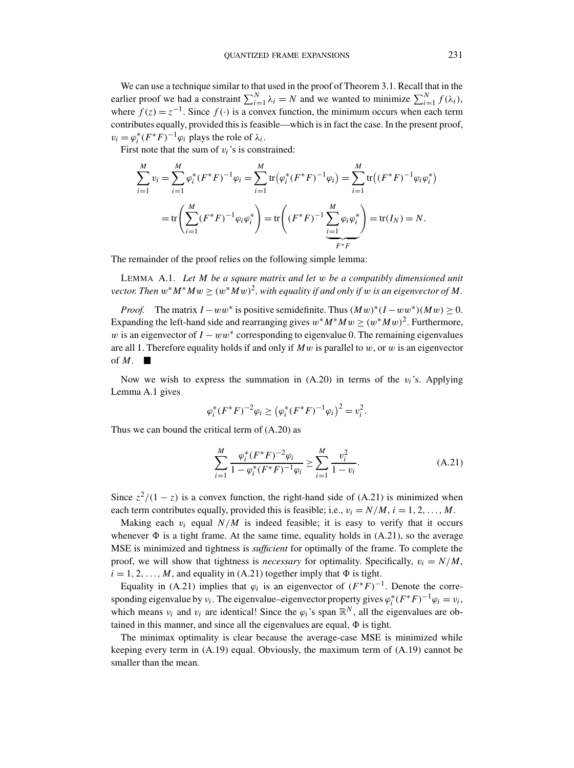We can use a technique similar to that used in the proof of Theorem 3.1. Recall that in the earlier proof we had a constraint $\sum_{i=1}^{N} \lambda_i = N$ and we wanted to minimize $\sum_{i=1}^{N} f(\lambda_i)$, where $f(z) = z^{-1}$. Since $f(\cdot)$ is a convex function, the minimum occurs when each term contributes equally, provided this is feasible—which is in fact the case. In the present proof, $v_i = \varphi_i^*(F^*F)^{-1}\varphi_i$ plays the role of $\lambda_i$.

First note that the sum of $v_i$'s is constrained:

$$
\begin{aligned}
\sum_{i=1}^{M} v_i &= \sum_{i=1}^{M} \varphi_i^*(F^*F)^{-1}\varphi_i = \sum_{i=1}^{M} \operatorname{tr}\big(\varphi_i^*(F^*F)^{-1}\varphi_i\big) = \sum_{i=1}^{M} \operatorname{tr}\big((F^*F)^{-1}\varphi_i\varphi_i^*\big) \\
&= \operatorname{tr}\left(\sum_{i=1}^{M} (F^*F)^{-1}\varphi_i\varphi_i^*\right) = \operatorname{tr}\left((F^*F)^{-1} \underbrace{\sum_{i=1}^{M} \varphi_i\varphi_i^*}_{F^*F}\right) = \operatorname{tr}(I_N) = N.
\end{aligned}
$$

The remainder of the proof relies on the following simple lemma:

Lemma A.1. *Let $M$ be a square matrix and let $w$ be a compatibly dimensioned unit vector. Then $w^*M^*Mw \geq (w^*Mw)^2$, with equality if and only if $w$ is an eigenvector of $M$.*

*Proof.* The matrix $I - ww^*$ is positive semidefinite. Thus $(Mw)^*(I - ww^*)(Mw) \geq 0$. Expanding the left-hand side and rearranging gives $w^*M^*Mw \geq (w^*Mw)^2$. Furthermore, $w$ is an eigenvector of $I - ww^*$ corresponding to eigenvalue 0. The remaining eigenvalues are all 1. Therefore equality holds if and only if $Mw$ is parallel to $w$, or $w$ is an eigenvector of $M$. ■

Now we wish to express the summation in (A.20) in terms of the $v_i$'s. Applying Lemma A.1 gives

$$
\varphi_i^*(F^*F)^{-2}\varphi_i \geq \big(\varphi_i^*(F^*F)^{-1}\varphi_i\big)^2 = v_i^2.
$$

Thus we can bound the critical term of (A.20) as

$$
\sum_{i=1}^{M} \frac{\varphi_i^*(F^*F)^{-2}\varphi_i}{1 - \varphi_i^*(F^*F)^{-1}\varphi_i} \geq \sum_{i=1}^{M} \frac{v_i^2}{1 - v_i}. \tag{A.21}
$$

Since $z^2/(1-z)$ is a convex function, the right-hand side of (A.21) is minimized when each term contributes equally, provided this is feasible; i.e., $v_i = N/M$, $i = 1, 2, \ldots, M$.

Making each $v_i$ equal $N/M$ is indeed feasible; it is easy to verify that it occurs whenever $\Phi$ is a tight frame. At the same time, equality holds in (A.21), so the average MSE is minimized and tightness is *sufficient* for optimally of the frame. To complete the proof, we will show that tightness is *necessary* for optimality. Specifically, $v_i = N/M$, $i = 1, 2, \ldots, M$, and equality in (A.21) together imply that $\Phi$ is tight.

Equality in (A.21) implies that $\varphi_i$ is an eigenvector of $(F^*F)^{-1}$. Denote the corresponding eigenvalue by $\nu_i$. The eigenvalue–eigenvector property gives $\varphi_i^*(F^*F)^{-1}\varphi_i = \nu_i$, which means $\nu_i$ and $v_i$ are identical! Since the $\varphi_i$'s span $\mathbb{R}^N$, all the eigenvalues are obtained in this manner, and since all the eigenvalues are equal, $\Phi$ is tight.

The minimax optimality is clear because the average-case MSE is minimized while keeping every term in (A.19) equal. Obviously, the maximum term of (A.19) cannot be smaller than the mean.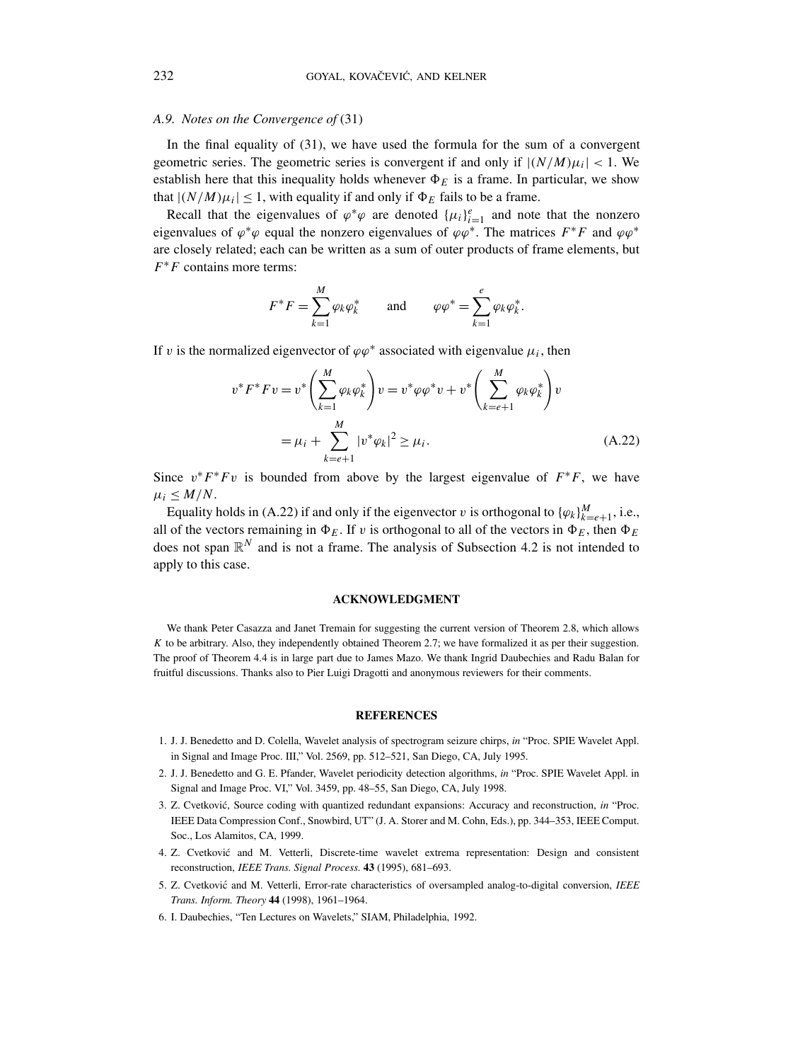### A.9. *Notes on the Convergence of* (31)

In the final equality of (31), we have used the formula for the sum of a convergent geometric series. The geometric series is convergent if and only if $|(N/M)\mu_i| < 1$. We establish here that this inequality holds whenever $\Phi_E$ is a frame. In particular, we show that $|(N/M)\mu_i| \leq 1$, with equality if and only if $\Phi_E$ fails to be a frame.

Recall that the eigenvalues of $\varphi^*\varphi$ are denoted $\{\mu_i\}_{i=1}^{e}$ and note that the nonzero eigenvalues of $\varphi^*\varphi$ equal the nonzero eigenvalues of $\varphi\varphi^*$. The matrices $F^*F$ and $\varphi\varphi^*$ are closely related; each can be written as a sum of outer products of frame elements, but $F^*F$ contains more terms:

$$F^*F = \sum_{k=1}^{M} \varphi_k \varphi_k^* \qquad \text{and} \qquad \varphi\varphi^* = \sum_{k=1}^{e} \varphi_k \varphi_k^*.$$

If $v$ is the normalized eigenvector of $\varphi\varphi^*$ associated with eigenvalue $\mu_i$, then

$$\begin{aligned} v^*F^*Fv &= v^*\left(\sum_{k=1}^{M} \varphi_k \varphi_k^*\right)v = v^*\varphi\varphi^*v + v^*\left(\sum_{k=e+1}^{M} \varphi_k \varphi_k^*\right)v \\ &= \mu_i + \sum_{k=e+1}^{M} |v^*\varphi_k|^2 \geq \mu_i. \end{aligned} \tag{A.22}$$

Since $v^*F^*Fv$ is bounded from above by the largest eigenvalue of $F^*F$, we have $\mu_i \leq M/N$.

Equality holds in (A.22) if and only if the eigenvector $v$ is orthogonal to $\{\varphi_k\}_{k=e+1}^{M}$, i.e., all of the vectors remaining in $\Phi_E$. If $v$ is orthogonal to all of the vectors in $\Phi_E$, then $\Phi_E$ does not span $\mathbb{R}^N$ and is not a frame. The analysis of Subsection 4.2 is not intended to apply to this case.

## ACKNOWLEDGMENT

We thank Peter Casazza and Janet Tremain for suggesting the current version of Theorem 2.8, which allows $K$ to be arbitrary. Also, they independently obtained Theorem 2.7; we have formalized it as per their suggestion. The proof of Theorem 4.4 is in large part due to James Mazo. We thank Ingrid Daubechies and Radu Balan for fruitful discussions. Thanks also to Pier Luigi Dragotti and anonymous reviewers for their comments.

## REFERENCES

1. J. J. Benedetto and D. Colella, Wavelet analysis of spectrogram seizure chirps, *in* "Proc. SPIE Wavelet Appl. in Signal and Image Proc. III," Vol. 2569, pp. 512–521, San Diego, CA, July 1995.
2. J. J. Benedetto and G. E. Pfander, Wavelet periodicity detection algorithms, *in* "Proc. SPIE Wavelet Appl. in Signal and Image Proc. VI," Vol. 3459, pp. 48–55, San Diego, CA, July 1998.
3. Z. Cvetković, Source coding with quantized redundant expansions: Accuracy and reconstruction, *in* "Proc. IEEE Data Compression Conf., Snowbird, UT" (J. A. Storer and M. Cohn, Eds.), pp. 344–353, IEEE Comput. Soc., Los Alamitos, CA, 1999.
4. Z. Cvetković and M. Vetterli, Discrete-time wavelet extrema representation: Design and consistent reconstruction, *IEEE Trans. Signal Process.* **43** (1995), 681–693.
5. Z. Cvetković and M. Vetterli, Error-rate characteristics of oversampled analog-to-digital conversion, *IEEE Trans. Inform. Theory* **44** (1998), 1961–1964.
6. I. Daubechies, "Ten Lectures on Wavelets," SIAM, Philadelphia, 1992.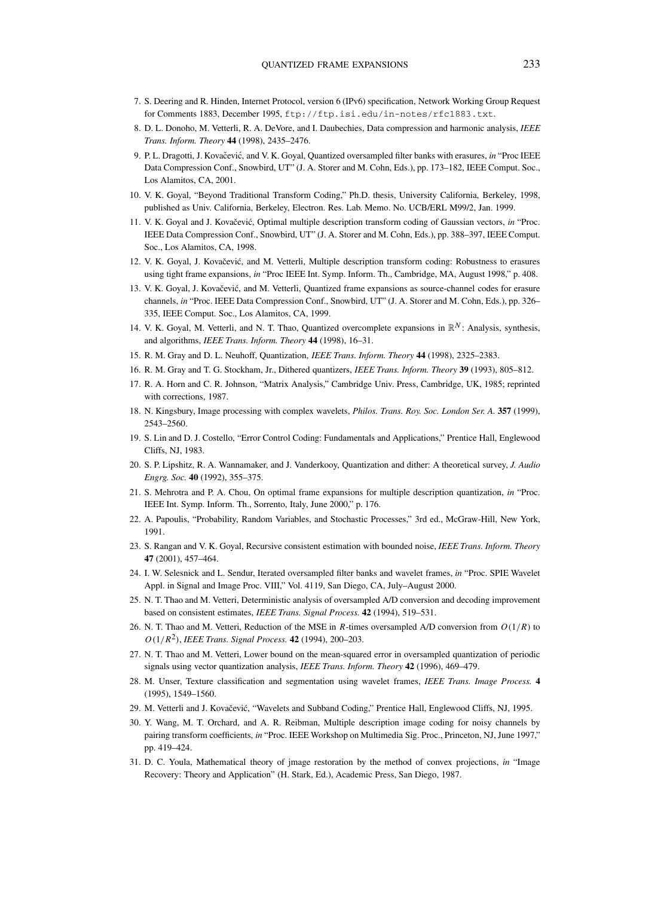7. S. Deering and R. Hinden, Internet Protocol, version 6 (IPv6) specification, Network Working Group Request for Comments 1883, December 1995, `ftp://ftp.isi.edu/in-notes/rfc1883.txt`.
8. D. L. Donoho, M. Vetterli, R. A. DeVore, and I. Daubechies, Data compression and harmonic analysis, *IEEE Trans. Inform. Theory* **44** (1998), 2435–2476.
9. P. L. Dragotti, J. Kovačević, and V. K. Goyal, Quantized oversampled filter banks with erasures, *in* "Proc IEEE Data Compression Conf., Snowbird, UT" (J. A. Storer and M. Cohn, Eds.), pp. 173–182, IEEE Comput. Soc., Los Alamitos, CA, 2001.
10. V. K. Goyal, "Beyond Traditional Transform Coding," Ph.D. thesis, University California, Berkeley, 1998, published as Univ. California, Berkeley, Electron. Res. Lab. Memo. No. UCB/ERL M99/2, Jan. 1999.
11. V. K. Goyal and J. Kovačević, Optimal multiple description transform coding of Gaussian vectors, *in* "Proc. IEEE Data Compression Conf., Snowbird, UT" (J. A. Storer and M. Cohn, Eds.), pp. 388–397, IEEE Comput. Soc., Los Alamitos, CA, 1998.
12. V. K. Goyal, J. Kovačević, and M. Vetterli, Multiple description transform coding: Robustness to erasures using tight frame expansions, *in* "Proc IEEE Int. Symp. Inform. Th., Cambridge, MA, August 1998," p. 408.
13. V. K. Goyal, J. Kovačević, and M. Vetterli, Quantized frame expansions as source-channel codes for erasure channels, *in* "Proc. IEEE Data Compression Conf., Snowbird, UT" (J. A. Storer and M. Cohn, Eds.), pp. 326–335, IEEE Comput. Soc., Los Alamitos, CA, 1999.
14. V. K. Goyal, M. Vetterli, and N. T. Thao, Quantized overcomplete expansions in $\mathbb{R}^N$: Analysis, synthesis, and algorithms, *IEEE Trans. Inform. Theory* **44** (1998), 16–31.
15. R. M. Gray and D. L. Neuhoff, Quantization, *IEEE Trans. Inform. Theory* **44** (1998), 2325–2383.
16. R. M. Gray and T. G. Stockham, Jr., Dithered quantizers, *IEEE Trans. Inform. Theory* **39** (1993), 805–812.
17. R. A. Horn and C. R. Johnson, "Matrix Analysis," Cambridge Univ. Press, Cambridge, UK, 1985; reprinted with corrections, 1987.
18. N. Kingsbury, Image processing with complex wavelets, *Philos. Trans. Roy. Soc. London Ser. A.* **357** (1999), 2543–2560.
19. S. Lin and D. J. Costello, "Error Control Coding: Fundamentals and Applications," Prentice Hall, Englewood Cliffs, NJ, 1983.
20. S. P. Lipshitz, R. A. Wannamaker, and J. Vanderkooy, Quantization and dither: A theoretical survey, *J. Audio Engrg. Soc.* **40** (1992), 355–375.
21. S. Mehrotra and P. A. Chou, On optimal frame expansions for multiple description quantization, *in* "Proc. IEEE Int. Symp. Inform. Th., Sorrento, Italy, June 2000," p. 176.
22. A. Papoulis, "Probability, Random Variables, and Stochastic Processes," 3rd ed., McGraw-Hill, New York, 1991.
23. S. Rangan and V. K. Goyal, Recursive consistent estimation with bounded noise, *IEEE Trans. Inform. Theory* **47** (2001), 457–464.
24. I. W. Selesnick and L. Sendur, Iterated oversampled filter banks and wavelet frames, *in* "Proc. SPIE Wavelet Appl. in Signal and Image Proc. VIII," Vol. 4119, San Diego, CA, July–August 2000.
25. N. T. Thao and M. Vetterli, Deterministic analysis of oversampled A/D conversion and decoding improvement based on consistent estimates, *IEEE Trans. Signal Process.* **42** (1994), 519–531.
26. N. T. Thao and M. Vetterli, Reduction of the MSE in $R$-times oversampled A/D conversion from $O(1/R)$ to $O(1/R^2)$, *IEEE Trans. Signal Process.* **42** (1994), 200–203.
27. N. T. Thao and M. Vetterli, Lower bound on the mean-squared error in oversampled quantization of periodic signals using vector quantization analysis, *IEEE Trans. Inform. Theory* **42** (1996), 469–479.
28. M. Unser, Texture classification and segmentation using wavelet frames, *IEEE Trans. Image Process.* **4** (1995), 1549–1560.
29. M. Vetterli and J. Kovačević, "Wavelets and Subband Coding," Prentice Hall, Englewood Cliffs, NJ, 1995.
30. Y. Wang, M. T. Orchard, and A. R. Reibman, Multiple description image coding for noisy channels by pairing transform coefficients, *in* "Proc. IEEE Workshop on Multimedia Sig. Proc., Princeton, NJ, June 1997," pp. 419–424.
31. D. C. Youla, Mathematical theory of jmage restoration by the method of convex projections, *in* "Image Recovery: Theory and Application" (H. Stark, Ed.), Academic Press, San Diego, 1987.